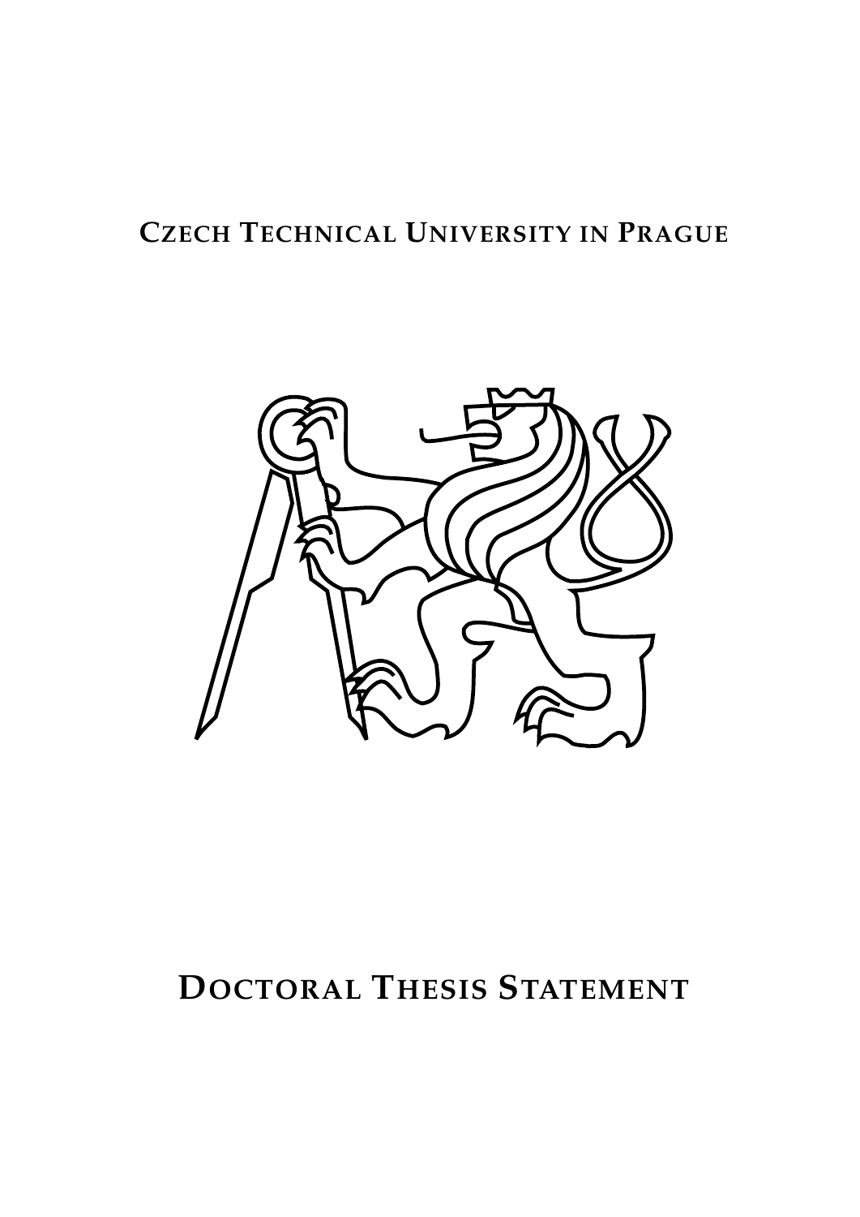# Czech Technical University in Prague

# Doctoral Thesis Statement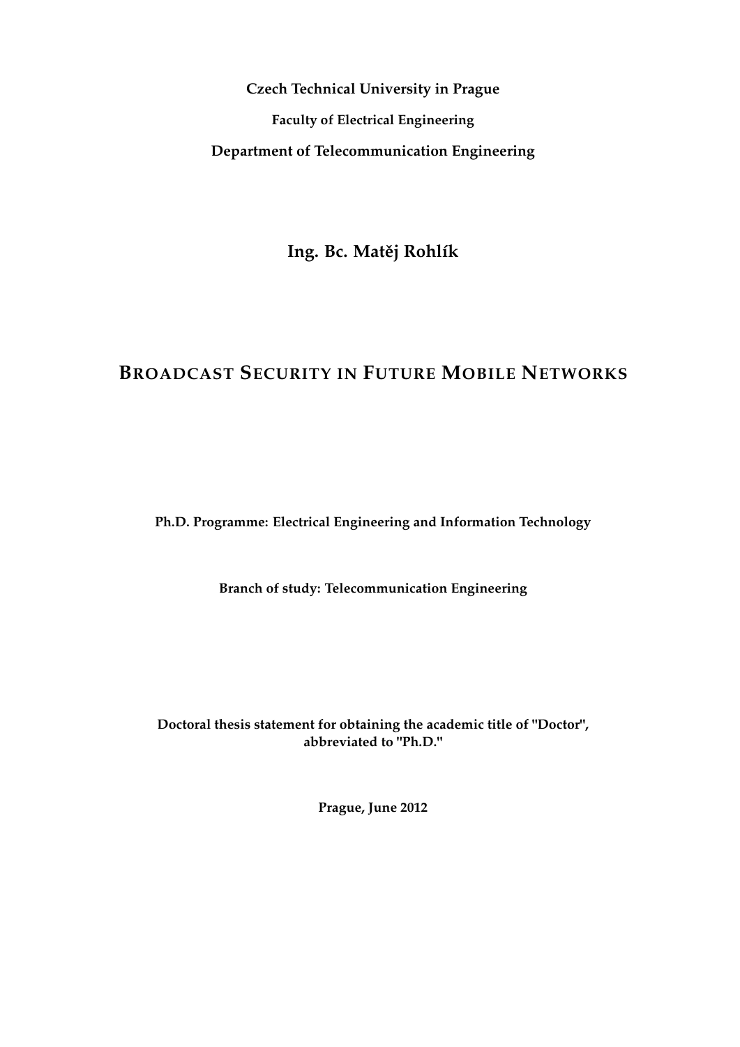**Czech Technical University in Prague**

**Faculty of Electrical Engineering**

**Department of Telecommunication Engineering**

**Ing. Bc. Matěj Rohlík**

# BROADCAST SECURITY IN FUTURE MOBILE NETWORKS

**Ph.D. Programme: Electrical Engineering and Information Technology**

**Branch of study: Telecommunication Engineering**

**Doctoral thesis statement for obtaining the academic title of "Doctor", abbreviated to "Ph.D."**

**Prague, June 2012**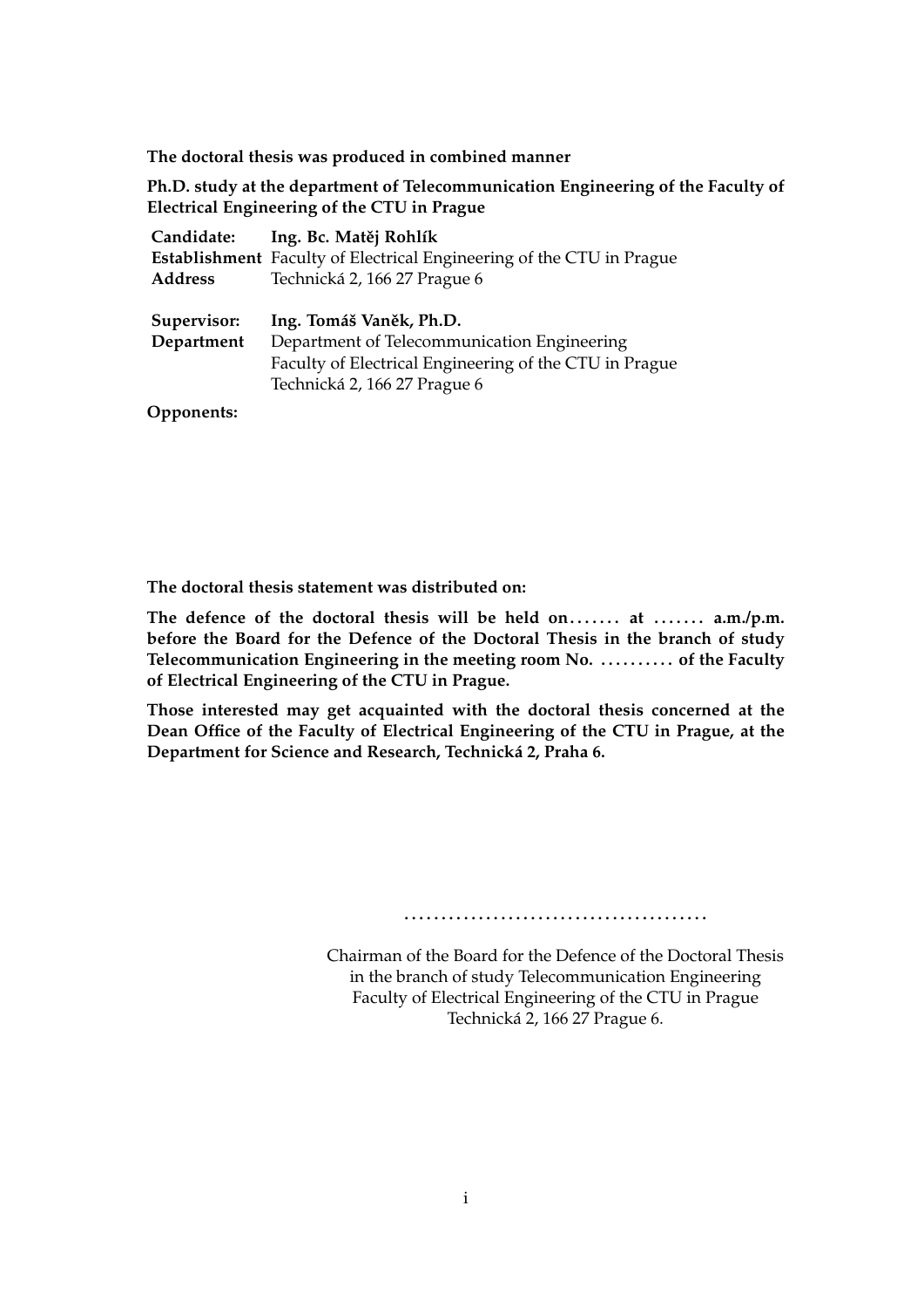**The doctoral thesis was produced in combined manner**

**Ph.D. study at the department of Telecommunication Engineering of the Faculty of Electrical Engineering of the CTU in Prague**

| | |
|---|---|
| **Candidate:** | **Ing. Bc. Matěj Rohlík** |
| **Establishment** | Faculty of Electrical Engineering of the CTU in Prague |
| **Address** | Technická 2, 166 27 Prague 6 |
| | |
| **Supervisor:** | **Ing. Tomáš Vaněk, Ph.D.** |
| **Department** | Department of Telecommunication Engineering<br>Faculty of Electrical Engineering of the CTU in Prague<br>Technická 2, 166 27 Prague 6 |

**Opponents:**

**The doctoral thesis statement was distributed on:**

**The defence of the doctoral thesis will be held on....... at ....... a.m./p.m. before the Board for the Defence of the Doctoral Thesis in the branch of study Telecommunication Engineering in the meeting room No. .......... of the Faculty of Electrical Engineering of the CTU in Prague.**

**Those interested may get acquainted with the doctoral thesis concerned at the Dean Office of the Faculty of Electrical Engineering of the CTU in Prague, at the Department for Science and Research, Technická 2, Praha 6.**

........................................

Chairman of the Board for the Defence of the Doctoral Thesis
in the branch of study Telecommunication Engineering
Faculty of Electrical Engineering of the CTU in Prague
Technická 2, 166 27 Prague 6.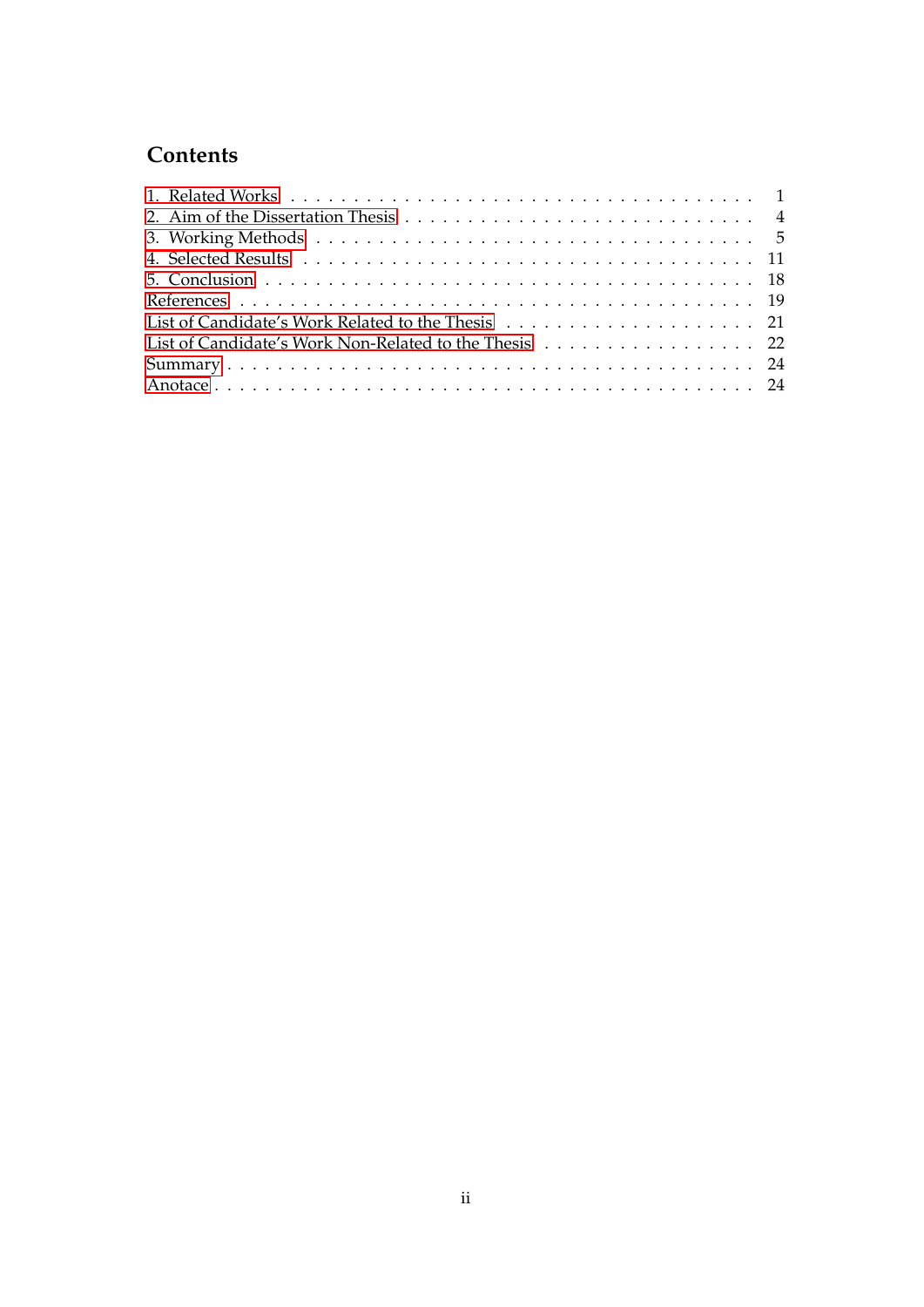# Contents

1. Related Works . . . . . . . . . . 1
2. Aim of the Dissertation Thesis . . . . . . . . . . 4
3. Working Methods . . . . . . . . . . 5
4. Selected Results . . . . . . . . . . 11
5. Conclusion . . . . . . . . . . 18

References . . . . . . . . . . 19

List of Candidate's Work Related to the Thesis . . . . . . . . . . 21

List of Candidate's Work Non-Related to the Thesis . . . . . . . . . . 22

Summary . . . . . . . . . . 24

Anotace . . . . . . . . . . 24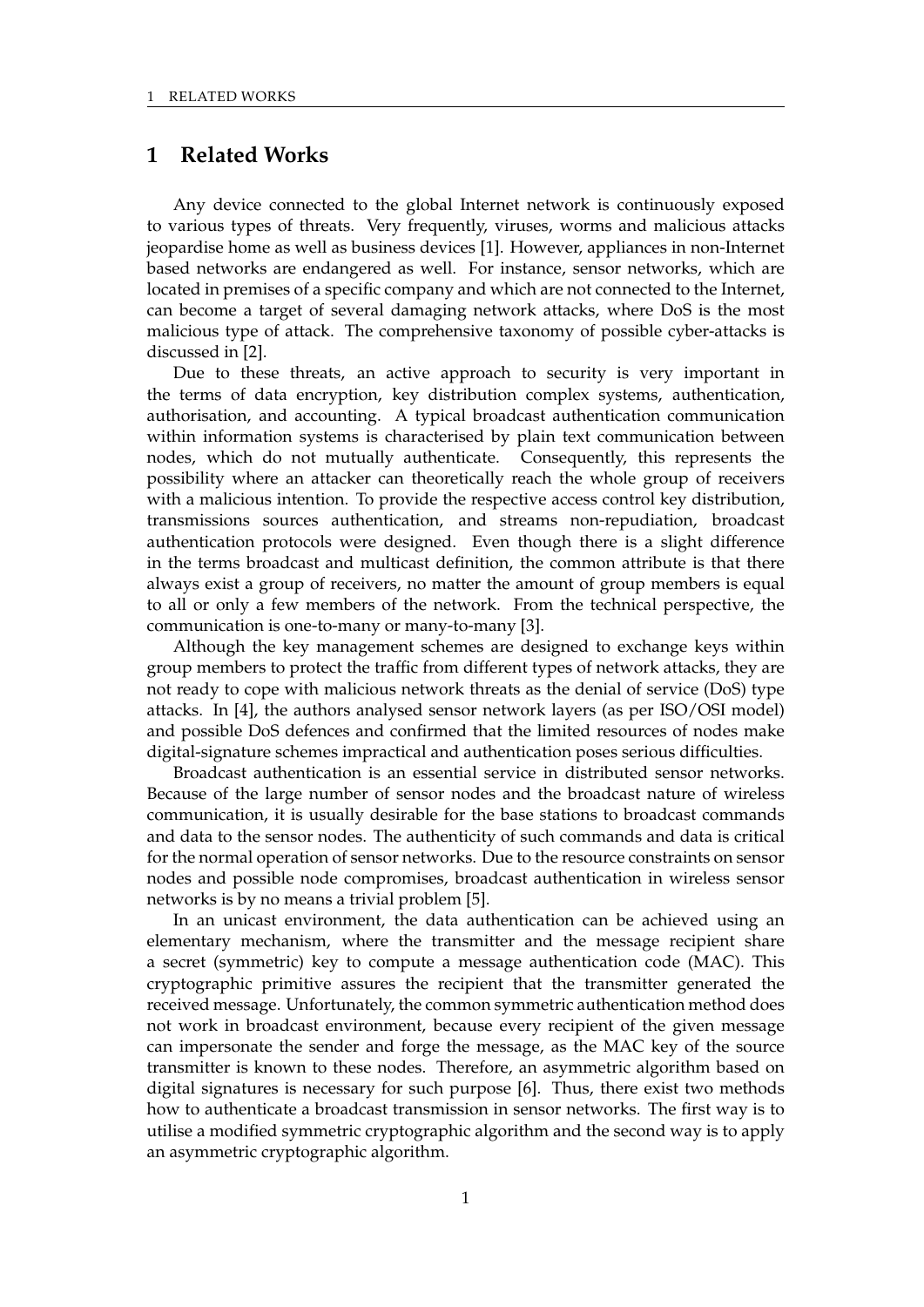# 1 Related Works

Any device connected to the global Internet network is continuously exposed to various types of threats. Very frequently, viruses, worms and malicious attacks jeopardise home as well as business devices [1]. However, appliances in non-Internet based networks are endangered as well. For instance, sensor networks, which are located in premises of a specific company and which are not connected to the Internet, can become a target of several damaging network attacks, where DoS is the most malicious type of attack. The comprehensive taxonomy of possible cyber-attacks is discussed in [2].

Due to these threats, an active approach to security is very important in the terms of data encryption, key distribution complex systems, authentication, authorisation, and accounting. A typical broadcast authentication communication within information systems is characterised by plain text communication between nodes, which do not mutually authenticate. Consequently, this represents the possibility where an attacker can theoretically reach the whole group of receivers with a malicious intention. To provide the respective access control key distribution, transmissions sources authentication, and streams non-repudiation, broadcast authentication protocols were designed. Even though there is a slight difference in the terms broadcast and multicast definition, the common attribute is that there always exist a group of receivers, no matter the amount of group members is equal to all or only a few members of the network. From the technical perspective, the communication is one-to-many or many-to-many [3].

Although the key management schemes are designed to exchange keys within group members to protect the traffic from different types of network attacks, they are not ready to cope with malicious network threats as the denial of service (DoS) type attacks. In [4], the authors analysed sensor network layers (as per ISO/OSI model) and possible DoS defences and confirmed that the limited resources of nodes make digital-signature schemes impractical and authentication poses serious difficulties.

Broadcast authentication is an essential service in distributed sensor networks. Because of the large number of sensor nodes and the broadcast nature of wireless communication, it is usually desirable for the base stations to broadcast commands and data to the sensor nodes. The authenticity of such commands and data is critical for the normal operation of sensor networks. Due to the resource constraints on sensor nodes and possible node compromises, broadcast authentication in wireless sensor networks is by no means a trivial problem [5].

In an unicast environment, the data authentication can be achieved using an elementary mechanism, where the transmitter and the message recipient share a secret (symmetric) key to compute a message authentication code (MAC). This cryptographic primitive assures the recipient that the transmitter generated the received message. Unfortunately, the common symmetric authentication method does not work in broadcast environment, because every recipient of the given message can impersonate the sender and forge the message, as the MAC key of the source transmitter is known to these nodes. Therefore, an asymmetric algorithm based on digital signatures is necessary for such purpose [6]. Thus, there exist two methods how to authenticate a broadcast transmission in sensor networks. The first way is to utilise a modified symmetric cryptographic algorithm and the second way is to apply an asymmetric cryptographic algorithm.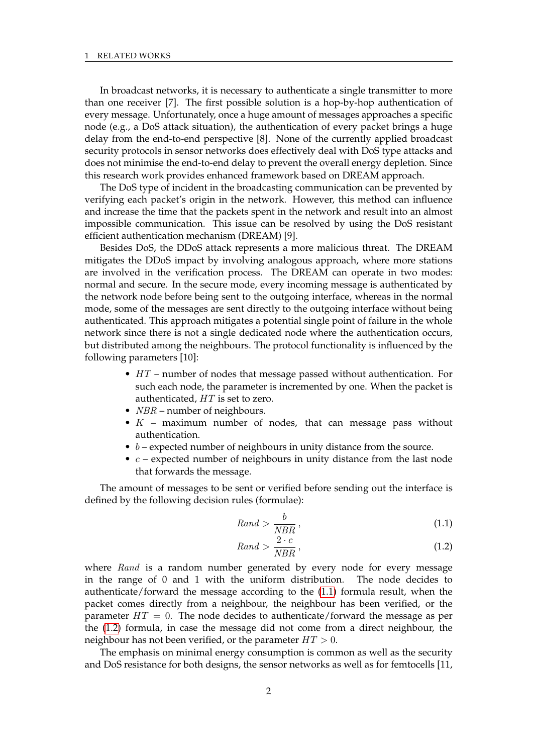In broadcast networks, it is necessary to authenticate a single transmitter to more than one receiver [7]. The first possible solution is a hop-by-hop authentication of every message. Unfortunately, once a huge amount of messages approaches a specific node (e.g., a DoS attack situation), the authentication of every packet brings a huge delay from the end-to-end perspective [8]. None of the currently applied broadcast security protocols in sensor networks does effectively deal with DoS type attacks and does not minimise the end-to-end delay to prevent the overall energy depletion. Since this research work provides enhanced framework based on DREAM approach.

The DoS type of incident in the broadcasting communication can be prevented by verifying each packet's origin in the network. However, this method can influence and increase the time that the packets spent in the network and result into an almost impossible communication. This issue can be resolved by using the DoS resistant efficient authentication mechanism (DREAM) [9].

Besides DoS, the DDoS attack represents a more malicious threat. The DREAM mitigates the DDoS impact by involving analogous approach, where more stations are involved in the verification process. The DREAM can operate in two modes: normal and secure. In the secure mode, every incoming message is authenticated by the network node before being sent to the outgoing interface, whereas in the normal mode, some of the messages are sent directly to the outgoing interface without being authenticated. This approach mitigates a potential single point of failure in the whole network since there is not a single dedicated node where the authentication occurs, but distributed among the neighbours. The protocol functionality is influenced by the following parameters [10]:

- $HT$ – number of nodes that message passed without authentication. For such each node, the parameter is incremented by one. When the packet is authenticated, $HT$ is set to zero.
- $NBR$ – number of neighbours.
- $K$ – maximum number of nodes, that can message pass without authentication.
- $b$ – expected number of neighbours in unity distance from the source.
- $c$ – expected number of neighbours in unity distance from the last node that forwards the message.

The amount of messages to be sent or verified before sending out the interface is defined by the following decision rules (formulae):

$$Rand > \frac{b}{NBR}, \tag{1.1}$$

$$Rand > \frac{2 \cdot c}{NBR}, \tag{1.2}$$

where $Rand$ is a random number generated by every node for every message in the range of 0 and 1 with the uniform distribution. The node decides to authenticate/forward the message according to the (1.1) formula result, when the packet comes directly from a neighbour, the neighbour has been verified, or the parameter $HT = 0$. The node decides to authenticate/forward the message as per the (1.2) formula, in case the message did not come from a direct neighbour, the neighbour has not been verified, or the parameter $HT > 0$.

The emphasis on minimal energy consumption is common as well as the security and DoS resistance for both designs, the sensor networks as well as for femtocells [11,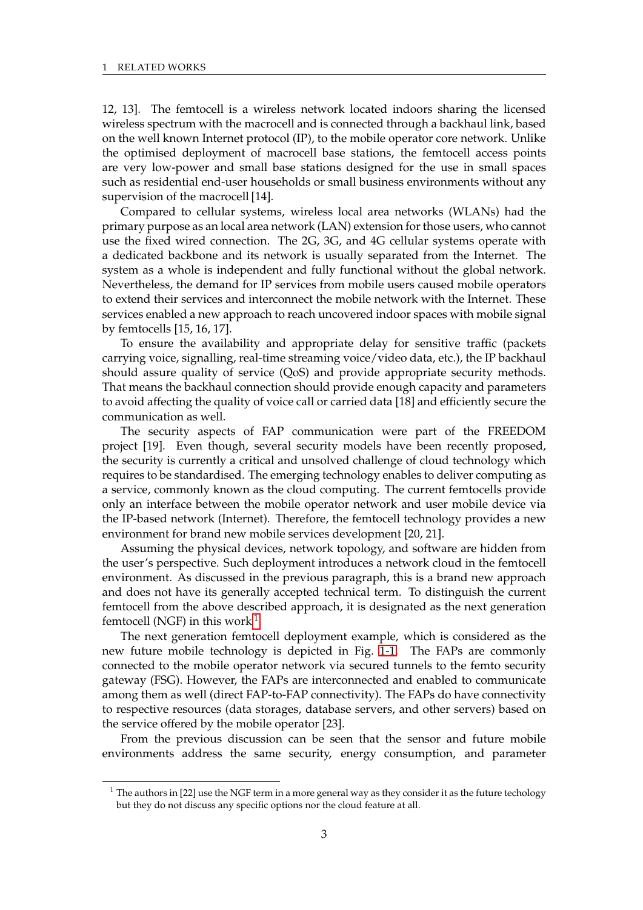12, 13]. The femtocell is a wireless network located indoors sharing the licensed wireless spectrum with the macrocell and is connected through a backhaul link, based on the well known Internet protocol (IP), to the mobile operator core network. Unlike the optimised deployment of macrocell base stations, the femtocell access points are very low-power and small base stations designed for the use in small spaces such as residential end-user households or small business environments without any supervision of the macrocell [14].

Compared to cellular systems, wireless local area networks (WLANs) had the primary purpose as an local area network (LAN) extension for those users, who cannot use the fixed wired connection. The 2G, 3G, and 4G cellular systems operate with a dedicated backbone and its network is usually separated from the Internet. The system as a whole is independent and fully functional without the global network. Nevertheless, the demand for IP services from mobile users caused mobile operators to extend their services and interconnect the mobile network with the Internet. These services enabled a new approach to reach uncovered indoor spaces with mobile signal by femtocells [15, 16, 17].

To ensure the availability and appropriate delay for sensitive traffic (packets carrying voice, signalling, real-time streaming voice/video data, etc.), the IP backhaul should assure quality of service (QoS) and provide appropriate security methods. That means the backhaul connection should provide enough capacity and parameters to avoid affecting the quality of voice call or carried data [18] and efficiently secure the communication as well.

The security aspects of FAP communication were part of the FREEDOM project [19]. Even though, several security models have been recently proposed, the security is currently a critical and unsolved challenge of cloud technology which requires to be standardised. The emerging technology enables to deliver computing as a service, commonly known as the cloud computing. The current femtocells provide only an interface between the mobile operator network and user mobile device via the IP-based network (Internet). Therefore, the femtocell technology provides a new environment for brand new mobile services development [20, 21].

Assuming the physical devices, network topology, and software are hidden from the user's perspective. Such deployment introduces a network cloud in the femtocell environment. As discussed in the previous paragraph, this is a brand new approach and does not have its generally accepted technical term. To distinguish the current femtocell from the above described approach, it is designated as the next generation femtocell (NGF) in this work[1].

The next generation femtocell deployment example, which is considered as the new future mobile technology is depicted in Fig. 1-1. The FAPs are commonly connected to the mobile operator network via secured tunnels to the femto security gateway (FSG). However, the FAPs are interconnected and enabled to communicate among them as well (direct FAP-to-FAP connectivity). The FAPs do have connectivity to respective resources (data storages, database servers, and other servers) based on the service offered by the mobile operator [23].

From the previous discussion can be seen that the sensor and future mobile environments address the same security, energy consumption, and parameter

[1] The authors in [22] use the NGF term in a more general way as they consider it as the future techology but they do not discuss any specific options nor the cloud feature at all.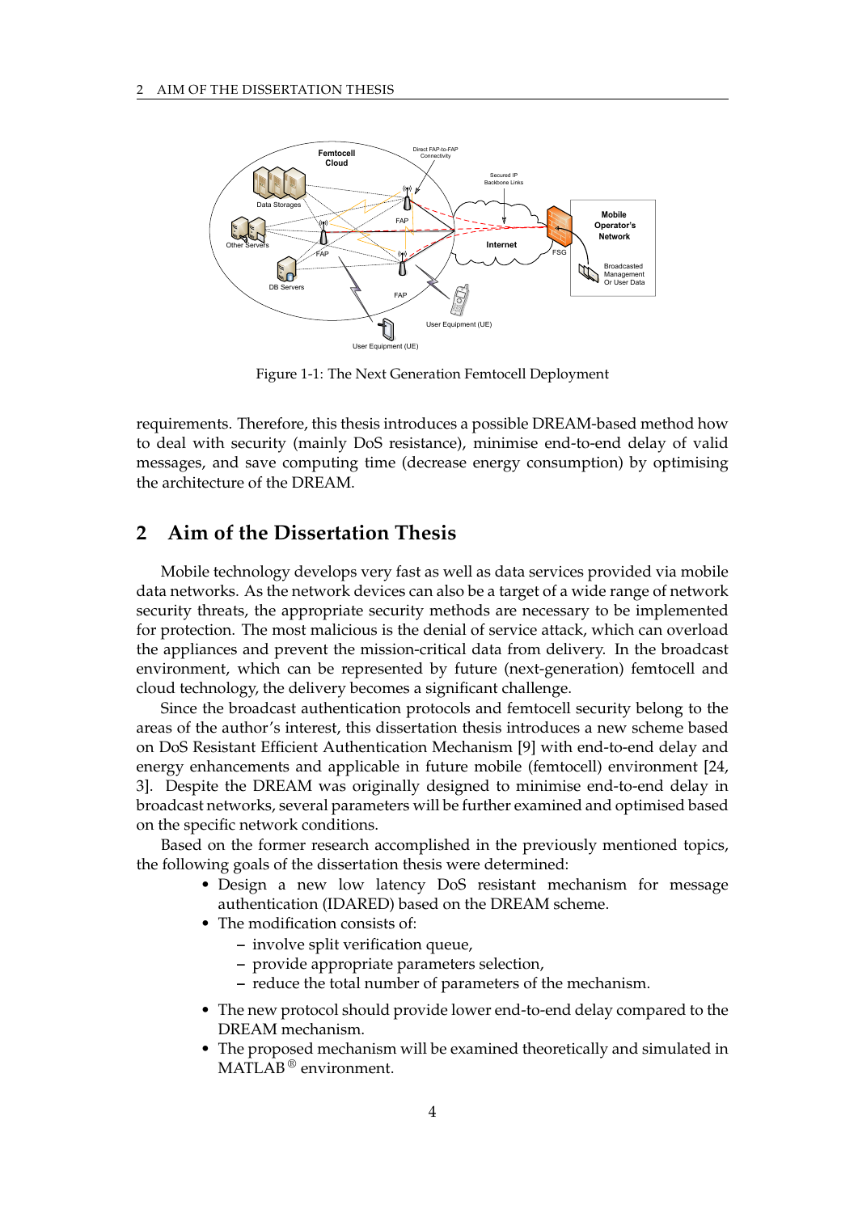Figure 1-1: The Next Generation Femtocell Deployment

requirements. Therefore, this thesis introduces a possible DREAM-based method how to deal with security (mainly DoS resistance), minimise end-to-end delay of valid messages, and save computing time (decrease energy consumption) by optimising the architecture of the DREAM.

## 2 Aim of the Dissertation Thesis

Mobile technology develops very fast as well as data services provided via mobile data networks. As the network devices can also be a target of a wide range of network security threats, the appropriate security methods are necessary to be implemented for protection. The most malicious is the denial of service attack, which can overload the appliances and prevent the mission-critical data from delivery. In the broadcast environment, which can be represented by future (next-generation) femtocell and cloud technology, the delivery becomes a significant challenge.

Since the broadcast authentication protocols and femtocell security belong to the areas of the author's interest, this dissertation thesis introduces a new scheme based on DoS Resistant Efficient Authentication Mechanism [9] with end-to-end delay and energy enhancements and applicable in future mobile (femtocell) environment [24, 3]. Despite the DREAM was originally designed to minimise end-to-end delay in broadcast networks, several parameters will be further examined and optimised based on the specific network conditions.

Based on the former research accomplished in the previously mentioned topics, the following goals of the dissertation thesis were determined:

- Design a new low latency DoS resistant mechanism for message authentication (IDARED) based on the DREAM scheme.
- The modification consists of:
  - involve split verification queue,
  - provide appropriate parameters selection,
  - reduce the total number of parameters of the mechanism.
- The new protocol should provide lower end-to-end delay compared to the DREAM mechanism.
- The proposed mechanism will be examined theoretically and simulated in MATLAB® environment.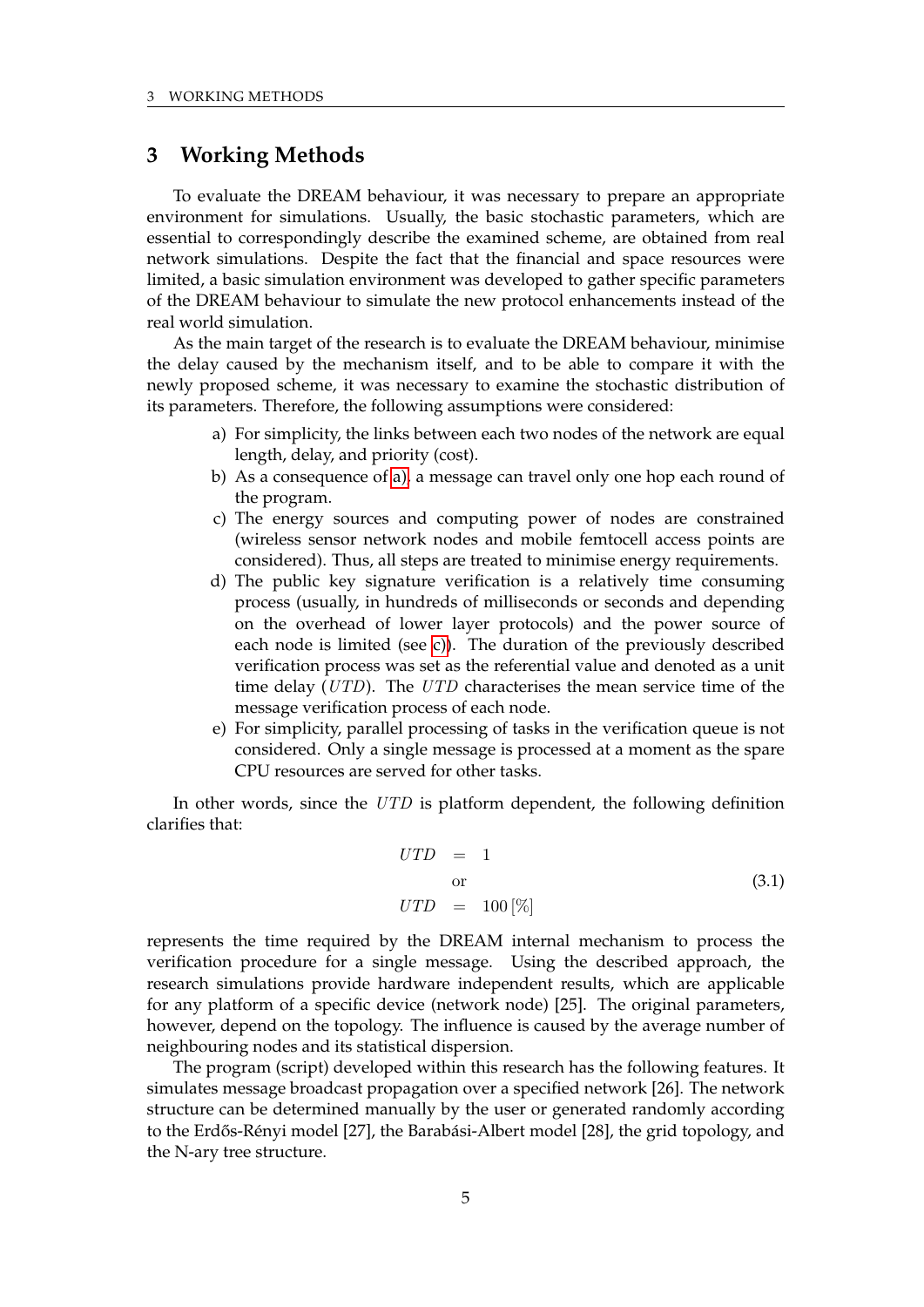# 3 Working Methods

To evaluate the DREAM behaviour, it was necessary to prepare an appropriate environment for simulations. Usually, the basic stochastic parameters, which are essential to correspondingly describe the examined scheme, are obtained from real network simulations. Despite the fact that the financial and space resources were limited, a basic simulation environment was developed to gather specific parameters of the DREAM behaviour to simulate the new protocol enhancements instead of the real world simulation.

As the main target of the research is to evaluate the DREAM behaviour, minimise the delay caused by the mechanism itself, and to be able to compare it with the newly proposed scheme, it was necessary to examine the stochastic distribution of its parameters. Therefore, the following assumptions were considered:

a) For simplicity, the links between each two nodes of the network are equal length, delay, and priority (cost).

b) As a consequence of a), a message can travel only one hop each round of the program.

c) The energy sources and computing power of nodes are constrained (wireless sensor network nodes and mobile femtocell access points are considered). Thus, all steps are treated to minimise energy requirements.

d) The public key signature verification is a relatively time consuming process (usually, in hundreds of milliseconds or seconds and depending on the overhead of lower layer protocols) and the power source of each node is limited (see c)). The duration of the previously described verification process was set as the referential value and denoted as a unit time delay ($UTD$). The $UTD$ characterises the mean service time of the message verification process of each node.

e) For simplicity, parallel processing of tasks in the verification queue is not considered. Only a single message is processed at a moment as the spare CPU resources are served for other tasks.

In other words, since the $UTD$ is platform dependent, the following definition clarifies that:

$$
\begin{aligned}
UTD &= 1 \\
&\text{or} \\
UTD &= 100\,[\%]
\end{aligned}
\tag{3.1}
$$

represents the time required by the DREAM internal mechanism to process the verification procedure for a single message. Using the described approach, the research simulations provide hardware independent results, which are applicable for any platform of a specific device (network node) [25]. The original parameters, however, depend on the topology. The influence is caused by the average number of neighbouring nodes and its statistical dispersion.

The program (script) developed within this research has the following features. It simulates message broadcast propagation over a specified network [26]. The network structure can be determined manually by the user or generated randomly according to the Erdős-Rényi model [27], the Barabási-Albert model [28], the grid topology, and the N-ary tree structure.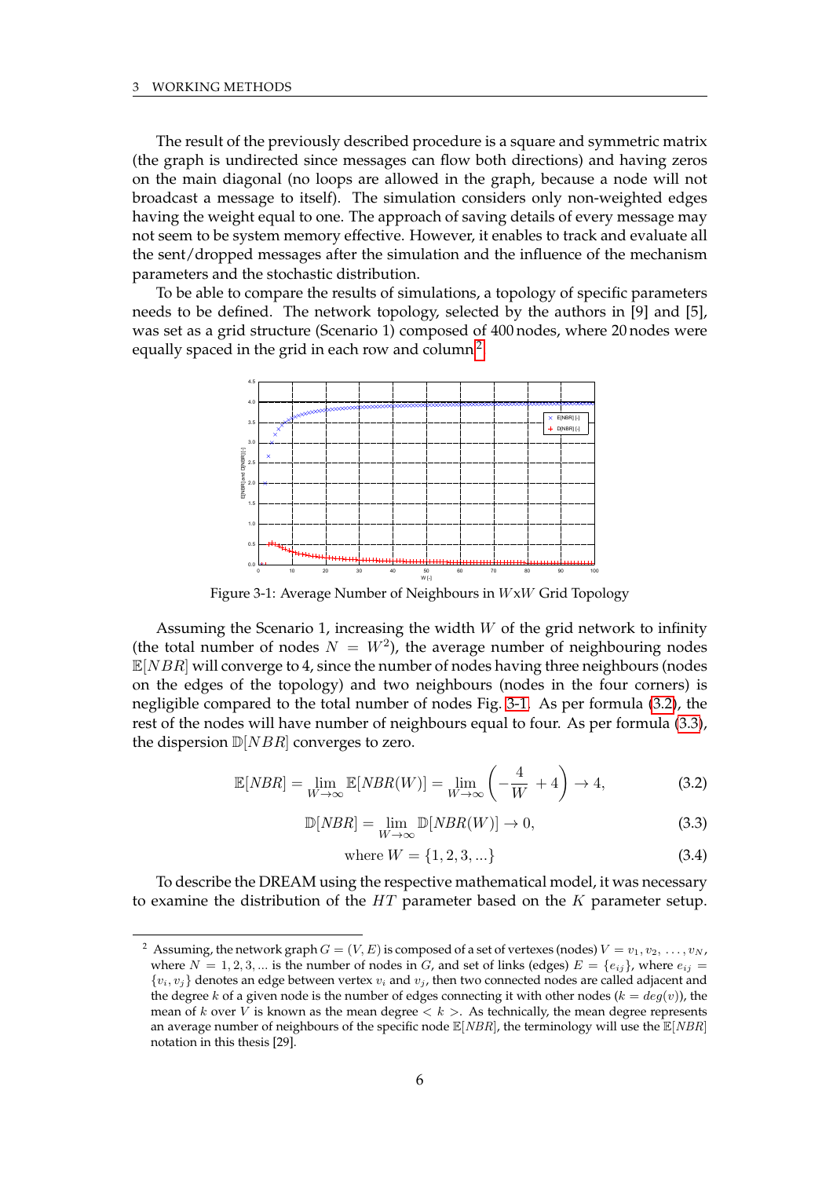The result of the previously described procedure is a square and symmetric matrix (the graph is undirected since messages can flow both directions) and having zeros on the main diagonal (no loops are allowed in the graph, because a node will not broadcast a message to itself). The simulation considers only non-weighted edges having the weight equal to one. The approach of saving details of every message may not seem to be system memory effective. However, it enables to track and evaluate all the sent/dropped messages after the simulation and the influence of the mechanism parameters and the stochastic distribution.

To be able to compare the results of simulations, a topology of specific parameters needs to be defined. The network topology, selected by the authors in [9] and [5], was set as a grid structure (Scenario 1) composed of 400 nodes, where 20 nodes were equally spaced in the grid in each row and column[2].

Figure 3-1: Average Number of Neighbours in $W$x$W$ Grid Topology

Assuming the Scenario 1, increasing the width $W$ of the grid network to infinity (the total number of nodes $N = W^2$), the average number of neighbouring nodes $\mathbb{E}[NBR]$ will converge to 4, since the number of nodes having three neighbours (nodes on the edges of the topology) and two neighbours (nodes in the four corners) is negligible compared to the total number of nodes Fig. 3-1. As per formula (3.2), the rest of the nodes will have number of neighbours equal to four. As per formula (3.3), the dispersion $\mathbb{D}[NBR]$ converges to zero.

$$\mathbb{E}[NBR] = \lim_{W\to\infty} \mathbb{E}[NBR(W)] = \lim_{W\to\infty} \left(-\frac{4}{W} + 4\right) \to 4, \tag{3.2}$$

$$\mathbb{D}[NBR] = \lim_{W\to\infty} \mathbb{D}[NBR(W)] \to 0, \tag{3.3}$$

$$\text{where } W = \{1, 2, 3, ...\} \tag{3.4}$$

To describe the DREAM using the respective mathematical model, it was necessary to examine the distribution of the $HT$ parameter based on the $K$ parameter setup.

---

[2] Assuming, the network graph $G = (V, E)$ is composed of a set of vertexes (nodes) $V = v_1, v_2, \ldots, v_N$, where $N = 1, 2, 3, ...$ is the number of nodes in $G$, and set of links (edges) $E = \{e_{ij}\}$, where $e_{ij} = \{v_i, v_j\}$ denotes an edge between vertex $v_i$ and $v_j$, then two connected nodes are called adjacent and the degree $k$ of a given node is the number of edges connecting it with other nodes ($k = deg(v)$), the mean of $k$ over $V$ is known as the mean degree $< k >$. As technically, the mean degree represents an average number of neighbours of the specific node $\mathbb{E}[NBR]$, the terminology will use the $\mathbb{E}[NBR]$ notation in this thesis [29].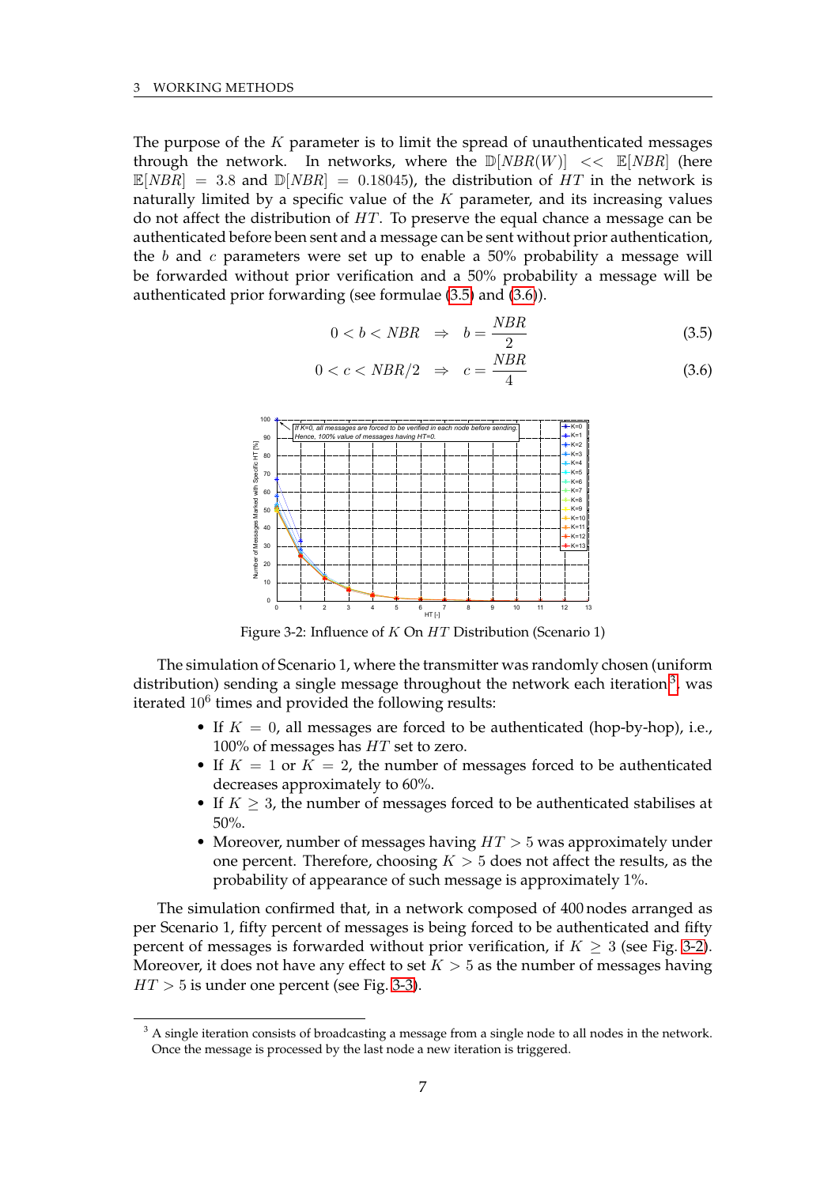The purpose of the $K$ parameter is to limit the spread of unauthenticated messages through the network. In networks, where the $\mathbb{D}[NBR(W)] << \mathbb{E}[NBR]$ (here $\mathbb{E}[NBR] = 3.8$ and $\mathbb{D}[NBR] = 0.18045$), the distribution of $HT$ in the network is naturally limited by a specific value of the $K$ parameter, and its increasing values do not affect the distribution of $HT$. To preserve the equal chance a message can be authenticated before been sent and a message can be sent without prior authentication, the $b$ and $c$ parameters were set up to enable a 50% probability a message will be forwarded without prior verification and a 50% probability a message will be authenticated prior forwarding (see formulae (3.5) and (3.6)).

$$0 < b < NBR \quad \Rightarrow \quad b = \frac{NBR}{2} \tag{3.5}$$

$$0 < c < NBR/2 \quad \Rightarrow \quad c = \frac{NBR}{4} \tag{3.6}$$

Figure 3-2: Influence of $K$ On $HT$ Distribution (Scenario 1)

The simulation of Scenario 1, where the transmitter was randomly chosen (uniform distribution) sending a single message throughout the network each iteration[3], was iterated $10^6$ times and provided the following results:

- If $K = 0$, all messages are forced to be authenticated (hop-by-hop), i.e., 100% of messages has $HT$ set to zero.
- If $K = 1$ or $K = 2$, the number of messages forced to be authenticated decreases approximately to 60%.
- If $K \geq 3$, the number of messages forced to be authenticated stabilises at 50%.
- Moreover, number of messages having $HT > 5$ was approximately under one percent. Therefore, choosing $K > 5$ does not affect the results, as the probability of appearance of such message is approximately 1%.

The simulation confirmed that, in a network composed of 400 nodes arranged as per Scenario 1, fifty percent of messages is being forced to be authenticated and fifty percent of messages is forwarded without prior verification, if $K \geq 3$ (see Fig. 3-2). Moreover, it does not have any effect to set $K > 5$ as the number of messages having $HT > 5$ is under one percent (see Fig. 3-3).

[3] A single iteration consists of broadcasting a message from a single node to all nodes in the network. Once the message is processed by the last node a new iteration is triggered.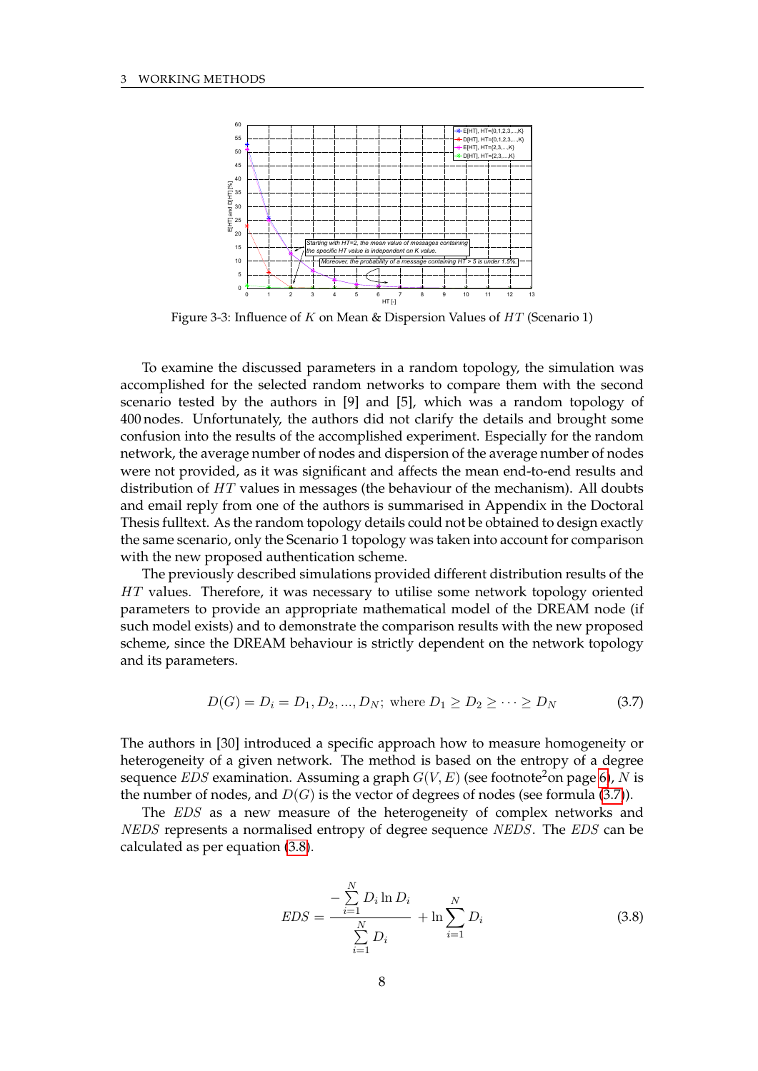Figure 3-3: Influence of $K$ on Mean & Dispersion Values of $HT$ (Scenario 1)

To examine the discussed parameters in a random topology, the simulation was accomplished for the selected random networks to compare them with the second scenario tested by the authors in [9] and [5], which was a random topology of 400 nodes. Unfortunately, the authors did not clarify the details and brought some confusion into the results of the accomplished experiment. Especially for the random network, the average number of nodes and dispersion of the average number of nodes were not provided, as it was significant and affects the mean end-to-end results and distribution of $HT$ values in messages (the behaviour of the mechanism). All doubts and email reply from one of the authors is summarised in Appendix in the Doctoral Thesis fulltext. As the random topology details could not be obtained to design exactly the same scenario, only the Scenario 1 topology was taken into account for comparison with the new proposed authentication scheme.

The previously described simulations provided different distribution results of the $HT$ values. Therefore, it was necessary to utilise some network topology oriented parameters to provide an appropriate mathematical model of the DREAM node (if such model exists) and to demonstrate the comparison results with the new proposed scheme, since the DREAM behaviour is strictly dependent on the network topology and its parameters.

$$D(G) = D_i = D_1, D_2, ..., D_N; \text{ where } D_1 \geq D_2 \geq \cdots \geq D_N \tag{3.7}$$

The authors in [30] introduced a specific approach how to measure homogeneity or heterogeneity of a given network. The method is based on the entropy of a degree sequence $EDS$ examination. Assuming a graph $G(V, E)$ (see footnote[2] on page 6), $N$ is the number of nodes, and $D(G)$ is the vector of degrees of nodes (see formula (3.7)).

The $EDS$ as a new measure of the heterogeneity of complex networks and $NEDS$ represents a normalised entropy of degree sequence $NEDS$. The $EDS$ can be calculated as per equation (3.8).

$$EDS = \frac{-\sum_{i=1}^{N} D_i \ln D_i}{\sum_{i=1}^{N} D_i} + \ln \sum_{i=1}^{N} D_i \tag{3.8}$$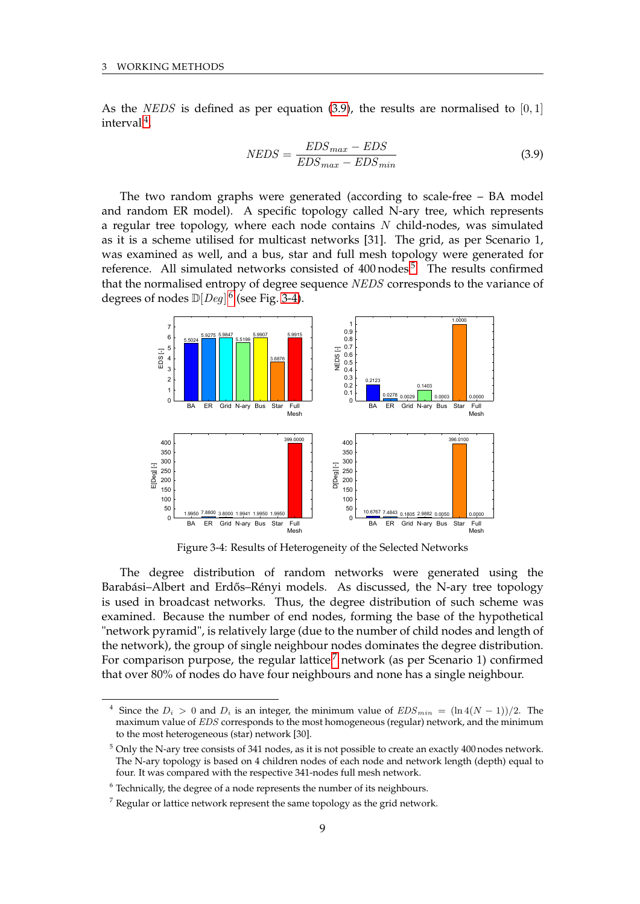As the *NEDS* is defined as per equation (3.9), the results are normalised to $[0, 1]$ interval[4].

$$NEDS = \frac{EDS_{max} - EDS}{EDS_{max} - EDS_{min}} \tag{3.9}$$

The two random graphs were generated (according to scale-free – BA model and random ER model). A specific topology called N-ary tree, which represents a regular tree topology, where each node contains $N$ child-nodes, was simulated as it is a scheme utilised for multicast networks [31]. The grid, as per Scenario 1, was examined as well, and a bus, star and full mesh topology were generated for reference. All simulated networks consisted of 400 nodes[5]. The results confirmed that the normalised entropy of degree sequence *NEDS* corresponds to the variance of degrees of nodes $\mathbb{D}[Deg]$[6] (see Fig. 3-4).

Figure 3-4: Results of Heterogeneity of the Selected Networks

The degree distribution of random networks were generated using the Barabási–Albert and Erdős–Rényi models. As discussed, the N-ary tree topology is used in broadcast networks. Thus, the degree distribution of such scheme was examined. Because the number of end nodes, forming the base of the hypothetical "network pyramid", is relatively large (due to the number of child nodes and length of the network), the group of single neighbour nodes dominates the degree distribution. For comparison purpose, the regular lattice[7] network (as per Scenario 1) confirmed that over 80% of nodes do have four neighbours and none has a single neighbour.

[4] Since the $D_i > 0$ and $D_i$ is an integer, the minimum value of $EDS_{min} = (\ln 4(N-1))/2$. The maximum value of *EDS* corresponds to the most homogeneous (regular) network, and the minimum to the most heterogeneous (star) network [30].

[5] Only the N-ary tree consists of 341 nodes, as it is not possible to create an exactly 400 nodes network. The N-ary topology is based on 4 children nodes of each node and network length (depth) equal to four. It was compared with the respective 341-nodes full mesh network.

[6] Technically, the degree of a node represents the number of its neighbours.

[7] Regular or lattice network represent the same topology as the grid network.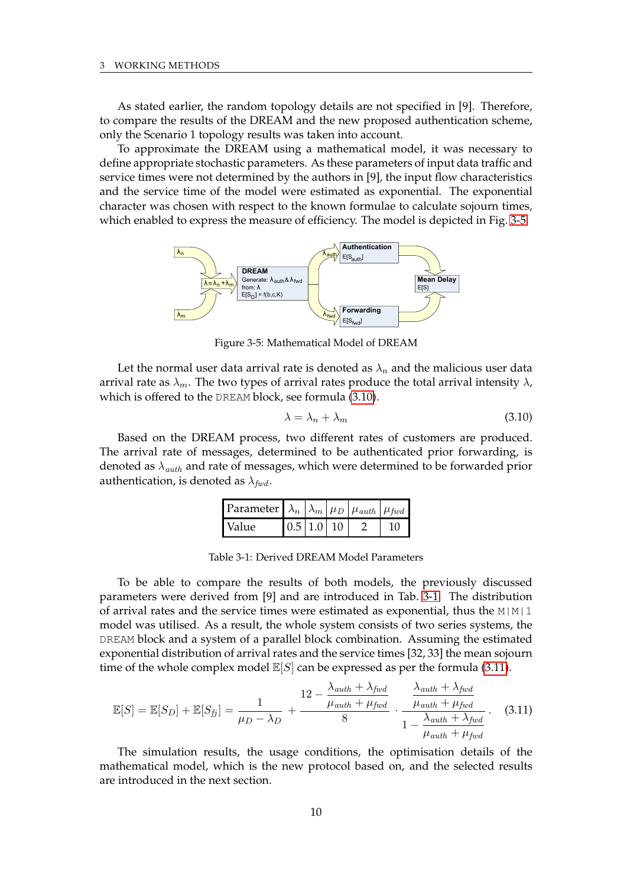As stated earlier, the random topology details are not specified in [9]. Therefore, to compare the results of the DREAM and the new proposed authentication scheme, only the Scenario 1 topology results was taken into account.

To approximate the DREAM using a mathematical model, it was necessary to define appropriate stochastic parameters. As these parameters of input data traffic and service times were not determined by the authors in [9], the input flow characteristics and the service time of the model were estimated as exponential. The exponential character was chosen with respect to the known formulae to calculate sojourn times, which enabled to express the measure of efficiency. The model is depicted in Fig. 3-5.

Figure 3-5: Mathematical Model of DREAM

Let the normal user data arrival rate is denoted as $\lambda_n$ and the malicious user data arrival rate as $\lambda_m$. The two types of arrival rates produce the total arrival intensity $\lambda$, which is offered to the `DREAM` block, see formula (3.10).

$$\lambda = \lambda_n + \lambda_m \tag{3.10}$$

Based on the DREAM process, two different rates of customers are produced. The arrival rate of messages, determined to be authenticated prior forwarding, is denoted as $\lambda_{auth}$ and rate of messages, which were determined to be forwarded prior authentication, is denoted as $\lambda_{fwd}$.

| Parameter | $\lambda_n$ | $\lambda_m$ | $\mu_D$ | $\mu_{auth}$ | $\mu_{fwd}$ |
|---|---|---|---|---|---|
| Value | 0.5 | 1.0 | 10 | 2 | 10 |

Table 3-1: Derived DREAM Model Parameters

To be able to compare the results of both models, the previously discussed parameters were derived from [9] and are introduced in Tab. 3-1. The distribution of arrival rates and the service times were estimated as exponential, thus the `M|M|1` model was utilised. As a result, the whole system consists of two series systems, the `DREAM` block and a system of a parallel block combination. Assuming the estimated exponential distribution of arrival rates and the service times [32, 33] the mean sojourn time of the whole complex model $\mathbb{E}[S]$ can be expressed as per the formula (3.11).

$$\mathbb{E}[S] = \mathbb{E}[S_D] + \mathbb{E}[S_{fj}] = \frac{1}{\mu_D - \lambda_D} + \frac{12 - \dfrac{\lambda_{auth} + \lambda_{fwd}}{\mu_{auth} + \mu_{fwd}}}{8} \cdot \frac{\dfrac{\lambda_{auth} + \lambda_{fwd}}{\mu_{auth} + \mu_{fwd}}}{1 - \dfrac{\lambda_{auth} + \lambda_{fwd}}{\mu_{auth} + \mu_{fwd}}} . \tag{3.11}$$

The simulation results, the usage conditions, the optimisation details of the mathematical model, which is the new protocol based on, and the selected results are introduced in the next section.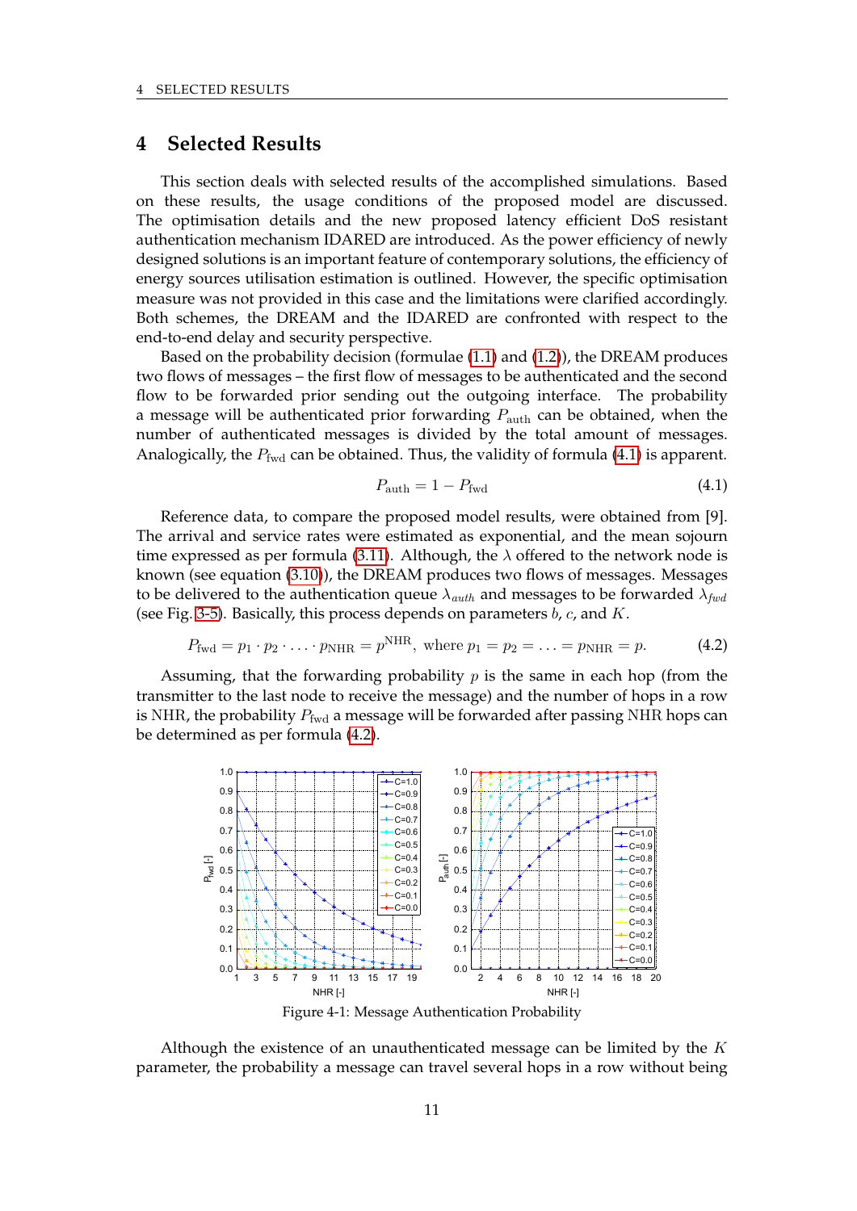# 4 Selected Results

This section deals with selected results of the accomplished simulations. Based on these results, the usage conditions of the proposed model are discussed. The optimisation details and the new proposed latency efficient DoS resistant authentication mechanism IDARED are introduced. As the power efficiency of newly designed solutions is an important feature of contemporary solutions, the efficiency of energy sources utilisation estimation is outlined. However, the specific optimisation measure was not provided in this case and the limitations were clarified accordingly. Both schemes, the DREAM and the IDARED are confronted with respect to the end-to-end delay and security perspective.

Based on the probability decision (formulae (1.1) and (1.2)), the DREAM produces two flows of messages – the first flow of messages to be authenticated and the second flow to be forwarded prior sending out the outgoing interface. The probability a message will be authenticated prior forwarding $P_{\text{auth}}$ can be obtained, when the number of authenticated messages is divided by the total amount of messages. Analogically, the $P_{\text{fwd}}$ can be obtained. Thus, the validity of formula (4.1) is apparent.

$$P_{\text{auth}} = 1 - P_{\text{fwd}} \tag{4.1}$$

Reference data, to compare the proposed model results, were obtained from [9]. The arrival and service rates were estimated as exponential, and the mean sojourn time expressed as per formula (3.11). Although, the $\lambda$ offered to the network node is known (see equation (3.10)), the DREAM produces two flows of messages. Messages to be delivered to the authentication queue $\lambda_{auth}$ and messages to be forwarded $\lambda_{fwd}$ (see Fig. 3-5). Basically, this process depends on parameters $b$, $c$, and $K$.

$$P_{\text{fwd}} = p_1 \cdot p_2 \cdot \ldots \cdot p_{\text{NHR}} = p^{\text{NHR}}, \text{ where } p_1 = p_2 = \ldots = p_{\text{NHR}} = p. \tag{4.2}$$

Assuming, that the forwarding probability $p$ is the same in each hop (from the transmitter to the last node to receive the message) and the number of hops in a row is NHR, the probability $P_{\text{fwd}}$ a message will be forwarded after passing NHR hops can be determined as per formula (4.2).

Figure 4-1: Message Authentication Probability

Although the existence of an unauthenticated message can be limited by the $K$ parameter, the probability a message can travel several hops in a row without being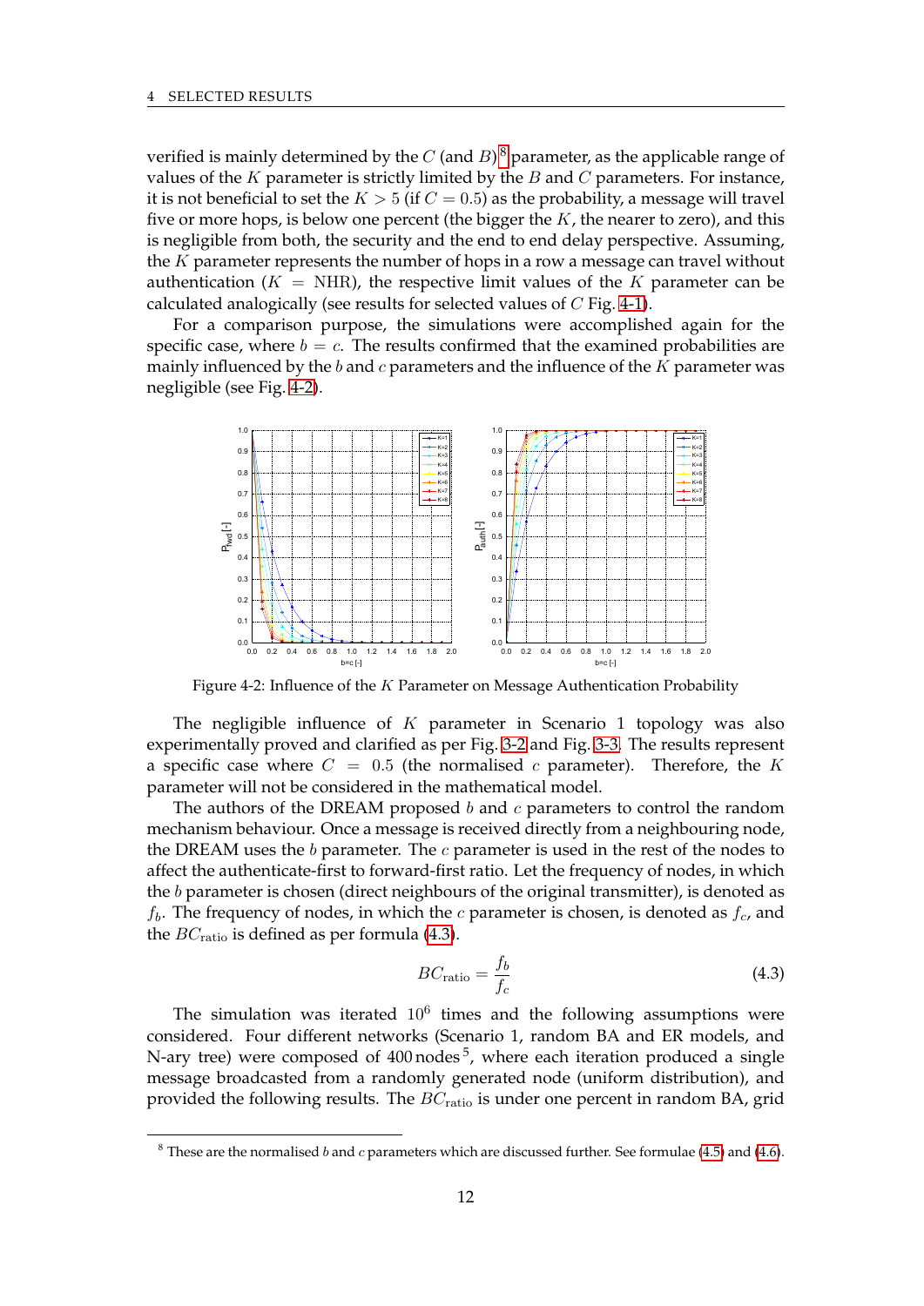verified is mainly determined by the $C$ (and $B$)[8] parameter, as the applicable range of values of the $K$ parameter is strictly limited by the $B$ and $C$ parameters. For instance, it is not beneficial to set the $K > 5$ (if $C = 0.5$) as the probability, a message will travel five or more hops, is below one percent (the bigger the $K$, the nearer to zero), and this is negligible from both, the security and the end to end delay perspective. Assuming, the $K$ parameter represents the number of hops in a row a message can travel without authentication ($K$ = NHR), the respective limit values of the $K$ parameter can be calculated analogically (see results for selected values of $C$ Fig. 4-1).

For a comparison purpose, the simulations were accomplished again for the specific case, where $b = c$. The results confirmed that the examined probabilities are mainly influenced by the $b$ and $c$ parameters and the influence of the $K$ parameter was negligible (see Fig. 4-2).

Figure 4-2: Influence of the $K$ Parameter on Message Authentication Probability

The negligible influence of $K$ parameter in Scenario 1 topology was also experimentally proved and clarified as per Fig. 3-2 and Fig. 3-3. The results represent a specific case where $C = 0.5$ (the normalised $c$ parameter). Therefore, the $K$ parameter will not be considered in the mathematical model.

The authors of the DREAM proposed $b$ and $c$ parameters to control the random mechanism behaviour. Once a message is received directly from a neighbouring node, the DREAM uses the $b$ parameter. The $c$ parameter is used in the rest of the nodes to affect the authenticate-first to forward-first ratio. Let the frequency of nodes, in which the $b$ parameter is chosen (direct neighbours of the original transmitter), is denoted as $f_b$. The frequency of nodes, in which the $c$ parameter is chosen, is denoted as $f_c$, and the $BC_{\text{ratio}}$ is defined as per formula (4.3).

$$BC_{\text{ratio}} = \frac{f_b}{f_c} \tag{4.3}$$

The simulation was iterated $10^6$ times and the following assumptions were considered. Four different networks (Scenario 1, random BA and ER models, and N-ary tree) were composed of 400 nodes[5], where each iteration produced a single message broadcasted from a randomly generated node (uniform distribution), and provided the following results. The $BC_{\text{ratio}}$ is under one percent in random BA, grid

[8] These are the normalised $b$ and $c$ parameters which are discussed further. See formulae (4.5) and (4.6).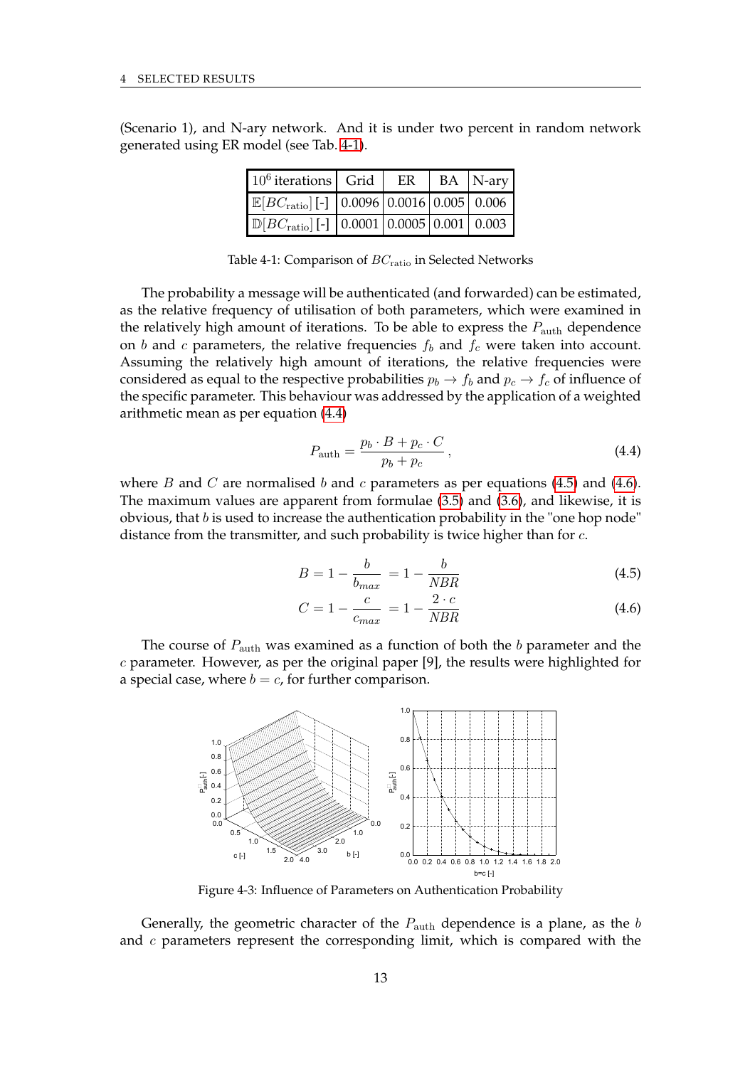(Scenario 1), and N-ary network. And it is under two percent in random network generated using ER model (see Tab. 4-1).

| $10^6$ iterations | Grid | ER | BA | N-ary |
|---|---|---|---|---|
| $\mathbb{E}[BC_{\text{ratio}}]$ [-] | 0.0096 | 0.0016 | 0.005 | 0.006 |
| $\mathbb{D}[BC_{\text{ratio}}]$ [-] | 0.0001 | 0.0005 | 0.001 | 0.003 |

Table 4-1: Comparison of $BC_{\text{ratio}}$ in Selected Networks

The probability a message will be authenticated (and forwarded) can be estimated, as the relative frequency of utilisation of both parameters, which were examined in the relatively high amount of iterations. To be able to express the $P_{\text{auth}}$ dependence on $b$ and $c$ parameters, the relative frequencies $f_b$ and $f_c$ were taken into account. Assuming the relatively high amount of iterations, the relative frequencies were considered as equal to the respective probabilities $p_b \to f_b$ and $p_c \to f_c$ of influence of the specific parameter. This behaviour was addressed by the application of a weighted arithmetic mean as per equation (4.4)

$$P_{\text{auth}} = \frac{p_b \cdot B + p_c \cdot C}{p_b + p_c}, \tag{4.4}$$

where $B$ and $C$ are normalised $b$ and $c$ parameters as per equations (4.5) and (4.6). The maximum values are apparent from formulae (3.5) and (3.6), and likewise, it is obvious, that $b$ is used to increase the authentication probability in the "one hop node" distance from the transmitter, and such probability is twice higher than for $c$.

$$B = 1 - \frac{b}{b_{max}} = 1 - \frac{b}{NBR} \tag{4.5}$$

$$C = 1 - \frac{c}{c_{max}} = 1 - \frac{2 \cdot c}{NBR} \tag{4.6}$$

The course of $P_{\text{auth}}$ was examined as a function of both the $b$ parameter and the $c$ parameter. However, as per the original paper [9], the results were highlighted for a special case, where $b = c$, for further comparison.

Figure 4-3: Influence of Parameters on Authentication Probability

Generally, the geometric character of the $P_{\text{auth}}$ dependence is a plane, as the $b$ and $c$ parameters represent the corresponding limit, which is compared with the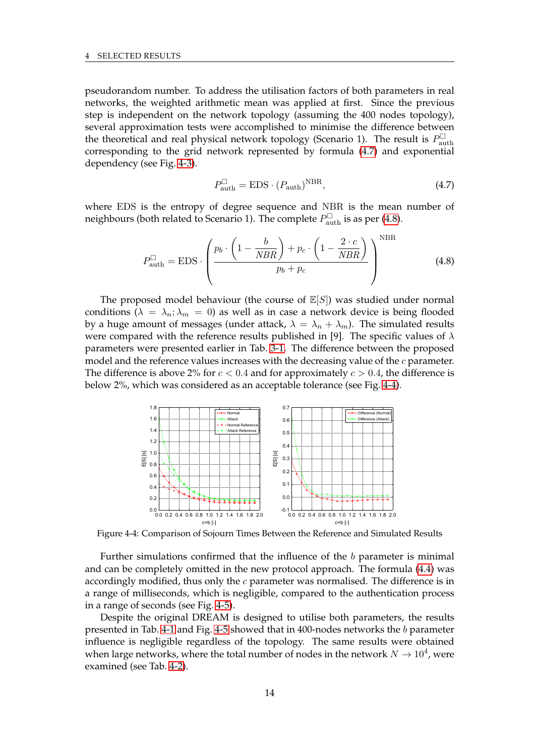pseudorandom number. To address the utilisation factors of both parameters in real networks, the weighted arithmetic mean was applied at first. Since the previous step is independent on the network topology (assuming the 400 nodes topology), several approximation tests were accomplished to minimise the difference between the theoretical and real physical network topology (Scenario 1). The result is $P^{\square}_{\text{auth}}$ corresponding to the grid network represented by formula (4.7) and exponential dependency (see Fig. 4-3).

$$P^{\square}_{\text{auth}} = \text{EDS} \cdot (P_{\text{auth}})^{\text{NBR}}, \tag{4.7}$$

where EDS is the entropy of degree sequence and NBR is the mean number of neighbours (both related to Scenario 1). The complete $P^{\square}_{\text{auth}}$ is as per (4.8).

$$P^{\square}_{\text{auth}} = \text{EDS} \cdot \left( \frac{p_b \cdot \left(1 - \frac{b}{NBR}\right) + p_c \cdot \left(1 - \frac{2 \cdot c}{NBR}\right)}{p_b + p_c} \right)^{\text{NBR}} \tag{4.8}$$

The proposed model behaviour (the course of $\mathbb{E}[S]$) was studied under normal conditions ($\lambda = \lambda_n; \lambda_m = 0$) as well as in case a network device is being flooded by a huge amount of messages (under attack, $\lambda = \lambda_n + \lambda_m$). The simulated results were compared with the reference results published in [9]. The specific values of $\lambda$ parameters were presented earlier in Tab. 3-1. The difference between the proposed model and the reference values increases with the decreasing value of the $c$ parameter. The difference is above 2% for $c < 0.4$ and for approximately $c > 0.4$, the difference is below 2%, which was considered as an acceptable tolerance (see Fig. 4-4).

Figure 4-4: Comparison of Sojourn Times Between the Reference and Simulated Results

Further simulations confirmed that the influence of the $b$ parameter is minimal and can be completely omitted in the new protocol approach. The formula (4.4) was accordingly modified, thus only the $c$ parameter was normalised. The difference is in a range of milliseconds, which is negligible, compared to the authentication process in a range of seconds (see Fig. 4-5).

Despite the original DREAM is designed to utilise both parameters, the results presented in Tab. 4-1 and Fig. 4-5 showed that in 400-nodes networks the $b$ parameter influence is negligible regardless of the topology. The same results were obtained when large networks, where the total number of nodes in the network $N \to 10^4$, were examined (see Tab. 4-2).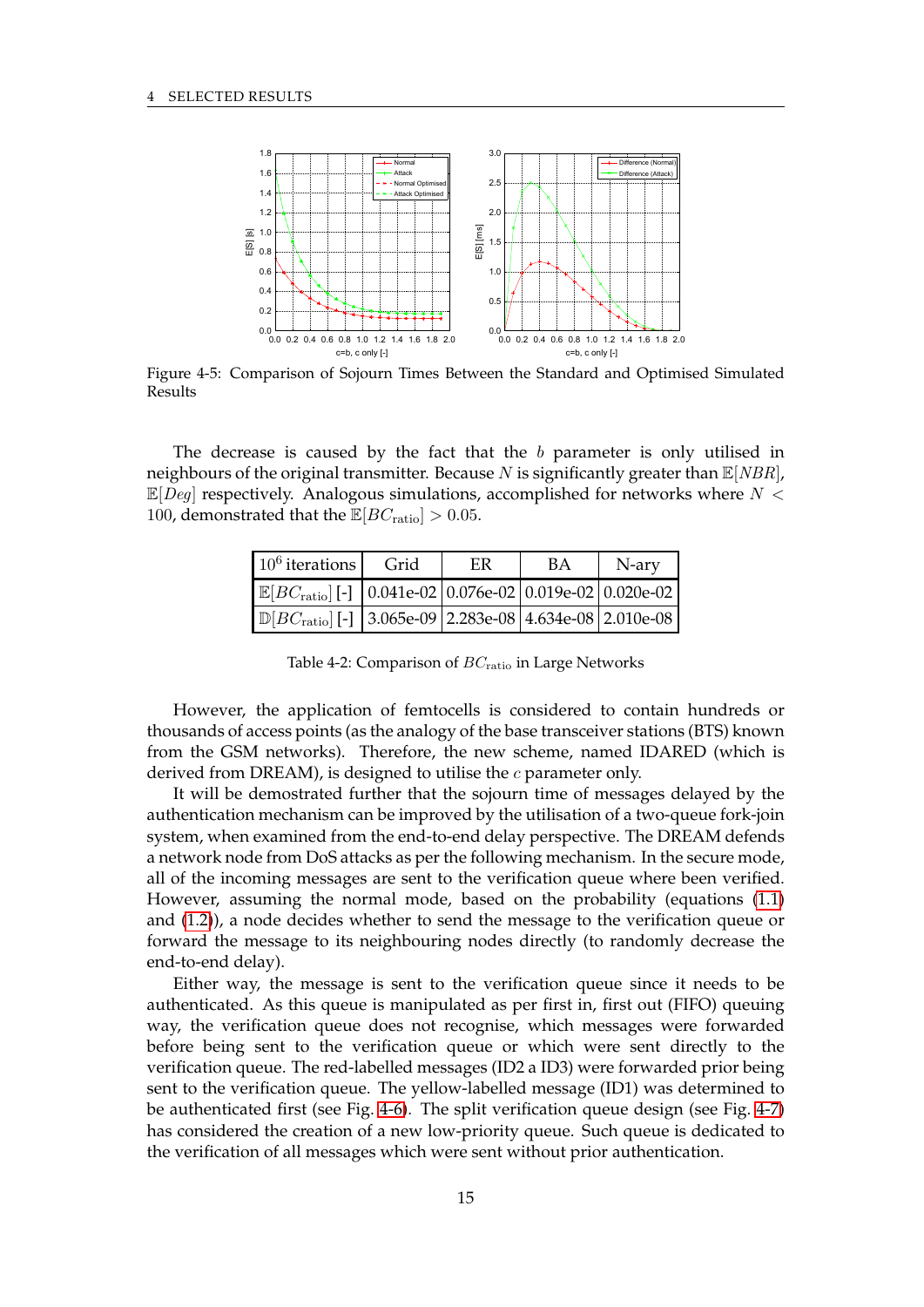Figure 4-5: Comparison of Sojourn Times Between the Standard and Optimised Simulated Results

The decrease is caused by the fact that the $b$ parameter is only utilised in neighbours of the original transmitter. Because $N$ is significantly greater than $\mathbb{E}[NBR]$, $\mathbb{E}[Deg]$ respectively. Analogous simulations, accomplished for networks where $N < 100$, demonstrated that the $\mathbb{E}[BC_{\text{ratio}}] > 0.05$.

| $10^6$ iterations | Grid | ER | BA | N-ary |
|---|---|---|---|---|
| $\mathbb{E}[BC_{\text{ratio}}]$ [-] | 0.041e-02 | 0.076e-02 | 0.019e-02 | 0.020e-02 |
| $\mathbb{D}[BC_{\text{ratio}}]$ [-] | 3.065e-09 | 2.283e-08 | 4.634e-08 | 2.010e-08 |

Table 4-2: Comparison of $BC_{\text{ratio}}$ in Large Networks

However, the application of femtocells is considered to contain hundreds or thousands of access points (as the analogy of the base transceiver stations (BTS) known from the GSM networks). Therefore, the new scheme, named IDARED (which is derived from DREAM), is designed to utilise the $c$ parameter only.

It will be demostrated further that the sojourn time of messages delayed by the authentication mechanism can be improved by the utilisation of a two-queue fork-join system, when examined from the end-to-end delay perspective. The DREAM defends a network node from DoS attacks as per the following mechanism. In the secure mode, all of the incoming messages are sent to the verification queue where been verified. However, assuming the normal mode, based on the probability (equations (1.1) and (1.2)), a node decides whether to send the message to the verification queue or forward the message to its neighbouring nodes directly (to randomly decrease the end-to-end delay).

Either way, the message is sent to the verification queue since it needs to be authenticated. As this queue is manipulated as per first in, first out (FIFO) queuing way, the verification queue does not recognise, which messages were forwarded before being sent to the verification queue or which were sent directly to the verification queue. The red-labelled messages (ID2 a ID3) were forwarded prior being sent to the verification queue. The yellow-labelled message (ID1) was determined to be authenticated first (see Fig. 4-6). The split verification queue design (see Fig. 4-7) has considered the creation of a new low-priority queue. Such queue is dedicated to the verification of all messages which were sent without prior authentication.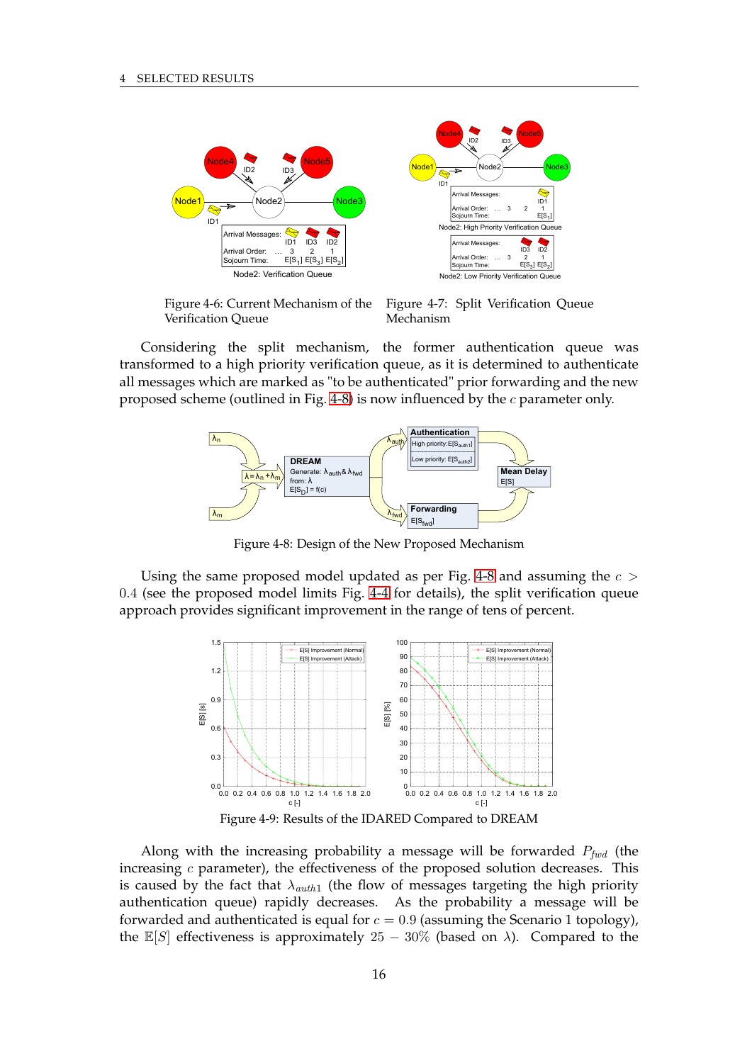Figure 4-6: Current Mechanism of the Verification Queue

Figure 4-7: Split Verification Queue Mechanism

Considering the split mechanism, the former authentication queue was transformed to a high priority verification queue, as it is determined to authenticate all messages which are marked as "to be authenticated" prior forwarding and the new proposed scheme (outlined in Fig. 4-8) is now influenced by the $c$ parameter only.

Figure 4-8: Design of the New Proposed Mechanism

Using the same proposed model updated as per Fig. 4-8 and assuming the $c > 0.4$ (see the proposed model limits Fig. 4-4 for details), the split verification queue approach provides significant improvement in the range of tens of percent.

Figure 4-9: Results of the IDARED Compared to DREAM

Along with the increasing probability a message will be forwarded $P_{fwd}$ (the increasing $c$ parameter), the effectiveness of the proposed solution decreases. This is caused by the fact that $\lambda_{auth1}$ (the flow of messages targeting the high priority authentication queue) rapidly decreases. As the probability a message will be forwarded and authenticated is equal for $c = 0.9$ (assuming the Scenario 1 topology), the $\mathbb{E}[S]$ effectiveness is approximately $25 - 30\%$ (based on $\lambda$). Compared to the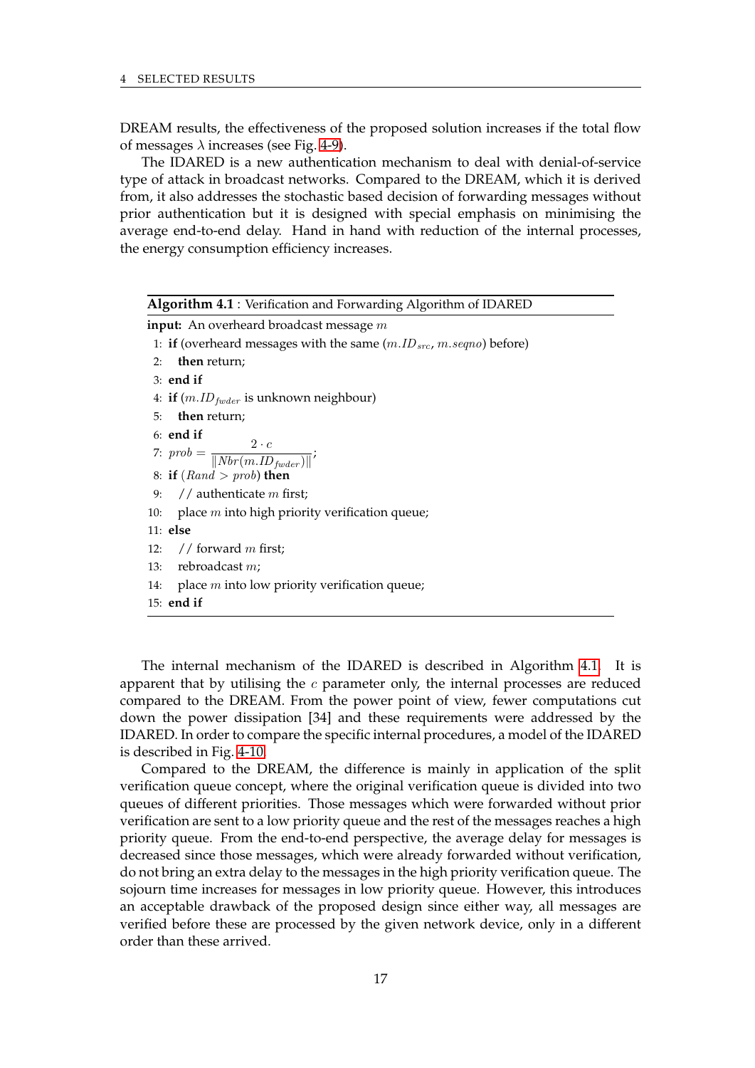DREAM results, the effectiveness of the proposed solution increases if the total flow of messages $\lambda$ increases (see Fig. 4-9).

The IDARED is a new authentication mechanism to deal with denial-of-service type of attack in broadcast networks. Compared to the DREAM, which it is derived from, it also addresses the stochastic based decision of forwarding messages without prior authentication but it is designed with special emphasis on minimising the average end-to-end delay. Hand in hand with reduction of the internal processes, the energy consumption efficiency increases.

**Algorithm 4.1** : Verification and Forwarding Algorithm of IDARED

**input:** An overheard broadcast message $m$

```
1:  if (overheard messages with the same (m.ID_src, m.seqno) before)
2:      then return;
3:  end if
4:  if (m.ID_fwder is unknown neighbour)
5:      then return;
6:  end if
7:  prob = (2 · c) / ||Nbr(m.ID_fwder)||;
8:  if (Rand > prob) then
9:      // authenticate m first;
10:     place m into high priority verification queue;
11: else
12:     // forward m first;
13:     rebroadcast m;
14:     place m into low priority verification queue;
15: end if
```

where in line 7: $prob = \dfrac{2 \cdot c}{\|Nbr(m.ID_{fwder})\|}$

The internal mechanism of the IDARED is described in Algorithm 4.1. It is apparent that by utilising the $c$ parameter only, the internal processes are reduced compared to the DREAM. From the power point of view, fewer computations cut down the power dissipation [34] and these requirements were addressed by the IDARED. In order to compare the specific internal procedures, a model of the IDARED is described in Fig. 4-10.

Compared to the DREAM, the difference is mainly in application of the split verification queue concept, where the original verification queue is divided into two queues of different priorities. Those messages which were forwarded without prior verification are sent to a low priority queue and the rest of the messages reaches a high priority queue. From the end-to-end perspective, the average delay for messages is decreased since those messages, which were already forwarded without verification, do not bring an extra delay to the messages in the high priority verification queue. The sojourn time increases for messages in low priority queue. However, this introduces an acceptable drawback of the proposed design since either way, all messages are verified before these are processed by the given network device, only in a different order than these arrived.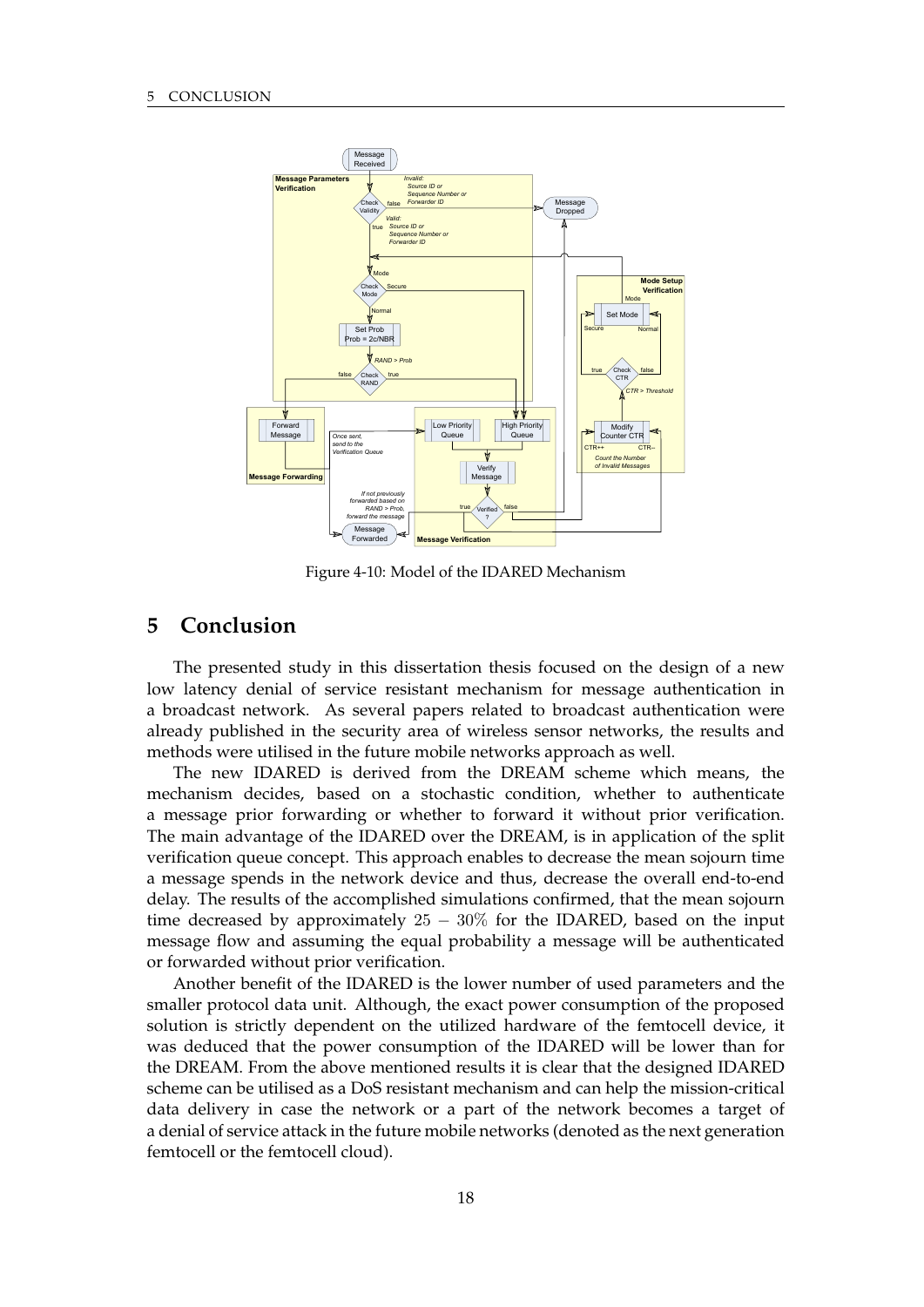Figure 4-10: Model of the IDARED Mechanism

# 5 Conclusion

The presented study in this dissertation thesis focused on the design of a new low latency denial of service resistant mechanism for message authentication in a broadcast network. As several papers related to broadcast authentication were already published in the security area of wireless sensor networks, the results and methods were utilised in the future mobile networks approach as well.

The new IDARED is derived from the DREAM scheme which means, the mechanism decides, based on a stochastic condition, whether to authenticate a message prior forwarding or whether to forward it without prior verification. The main advantage of the IDARED over the DREAM, is in application of the split verification queue concept. This approach enables to decrease the mean sojourn time a message spends in the network device and thus, decrease the overall end-to-end delay. The results of the accomplished simulations confirmed, that the mean sojourn time decreased by approximately $25 - 30\%$ for the IDARED, based on the input message flow and assuming the equal probability a message will be authenticated or forwarded without prior verification.

Another benefit of the IDARED is the lower number of used parameters and the smaller protocol data unit. Although, the exact power consumption of the proposed solution is strictly dependent on the utilized hardware of the femtocell device, it was deduced that the power consumption of the IDARED will be lower than for the DREAM. From the above mentioned results it is clear that the designed IDARED scheme can be utilised as a DoS resistant mechanism and can help the mission-critical data delivery in case the network or a part of the network becomes a target of a denial of service attack in the future mobile networks (denoted as the next generation femtocell or the femtocell cloud).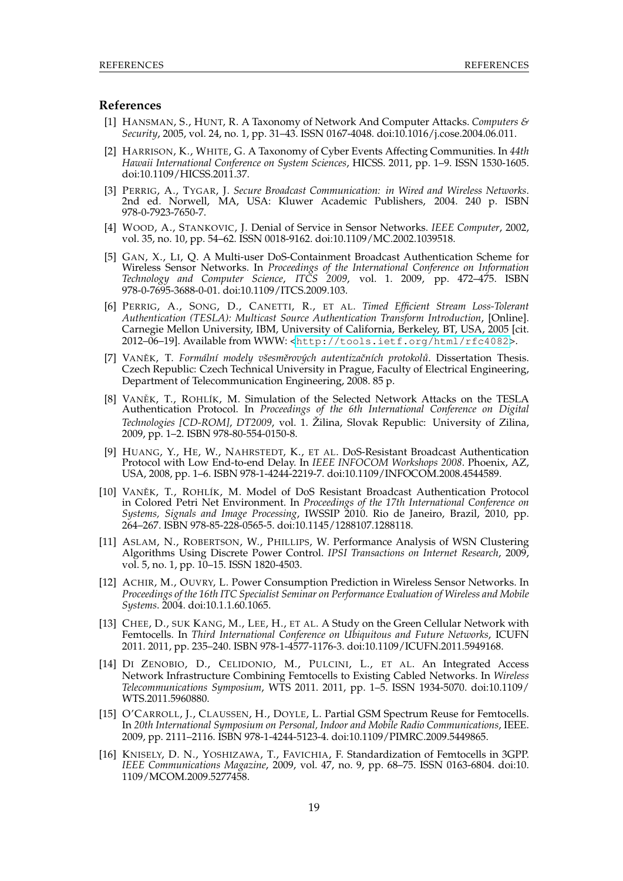## References

[1] HANSMAN, S., HUNT, R. A Taxonomy of Network And Computer Attacks. *Computers & Security*, 2005, vol. 24, no. 1, pp. 31–43. ISSN 0167-4048. doi:10.1016/j.cose.2004.06.011.

[2] HARRISON, K., WHITE, G. A Taxonomy of Cyber Events Affecting Communities. In *44th Hawaii International Conference on System Sciences*, HICSS. 2011, pp. 1–9. ISSN 1530-1605. doi:10.1109/HICSS.2011.37.

[3] PERRIG, A., TYGAR, J. *Secure Broadcast Communication: in Wired and Wireless Networks*. 2nd ed. Norwell, MA, USA: Kluwer Academic Publishers, 2004. 240 p. ISBN 978-0-7923-7650-7.

[4] WOOD, A., STANKOVIC, J. Denial of Service in Sensor Networks. *IEEE Computer*, 2002, vol. 35, no. 10, pp. 54–62. ISSN 0018-9162. doi:10.1109/MC.2002.1039518.

[5] GAN, X., LI, Q. A Multi-user DoS-Containment Broadcast Authentication Scheme for Wireless Sensor Networks. In *Proceedings of the International Conference on Information Technology and Computer Science, ITCS 2009*, vol. 1. 2009, pp. 472–475. ISBN 978-0-7695-3688-0-01. doi:10.1109/ITCS.2009.103.

[6] PERRIG, A., SONG, D., CANETTI, R., ET AL. *Timed Efficient Stream Loss-Tolerant Authentication (TESLA): Multicast Source Authentication Transform Introduction*, [Online]. Carnegie Mellon University, IBM, University of California, Berkeley, BT, USA, 2005 [cit. 2012–06–19]. Available from WWW: <http://tools.ietf.org/html/rfc4082>.

[7] VANĚK, T. *Formální modely všesměrových autentizačních protokolů*. Dissertation Thesis. Czech Republic: Czech Technical University in Prague, Faculty of Electrical Engineering, Department of Telecommunication Engineering, 2008. 85 p.

[8] VANĚK, T., ROHLÍK, M. Simulation of the Selected Network Attacks on the TESLA Authentication Protocol. In *Proceedings of the 6th International Conference on Digital Technologies [CD-ROM], DT2009*, vol. 1. Žilina, Slovak Republic: University of Zilina, 2009, pp. 1–2. ISBN 978-80-554-0150-8.

[9] HUANG, Y., HE, W., NAHRSTEDT, K., ET AL. DoS-Resistant Broadcast Authentication Protocol with Low End-to-end Delay. In *IEEE INFOCOM Workshops 2008*. Phoenix, AZ, USA, 2008, pp. 1–6. ISBN 978-1-4244-2219-7. doi:10.1109/INFOCOM.2008.4544589.

[10] VANĚK, T., ROHLÍK, M. Model of DoS Resistant Broadcast Authentication Protocol in Colored Petri Net Environment. In *Proceedings of the 17th International Conference on Systems, Signals and Image Processing*, IWSSIP 2010. Rio de Janeiro, Brazil, 2010, pp. 264–267. ISBN 978-85-228-0565-5. doi:10.1145/1288107.1288118.

[11] ASLAM, N., ROBERTSON, W., PHILLIPS, W. Performance Analysis of WSN Clustering Algorithms Using Discrete Power Control. *IPSI Transactions on Internet Research*, 2009, vol. 5, no. 1, pp. 10–15. ISSN 1820-4503.

[12] ACHIR, M., OUVRY, L. Power Consumption Prediction in Wireless Sensor Networks. In *Proceedings of the 16th ITC Specialist Seminar on Performance Evaluation of Wireless and Mobile Systems*. 2004. doi:10.1.1.60.1065.

[13] CHEE, D., SUK KANG, M., LEE, H., ET AL. A Study on the Green Cellular Network with Femtocells. In *Third International Conference on Ubiquitous and Future Networks*, ICUFN 2011. 2011, pp. 235–240. ISBN 978-1-4577-1176-3. doi:10.1109/ICUFN.2011.5949168.

[14] DI ZENOBIO, D., CELIDONIO, M., PULCINI, L., ET AL. An Integrated Access Network Infrastructure Combining Femtocells to Existing Cabled Networks. In *Wireless Telecommunications Symposium*, WTS 2011. 2011, pp. 1–5. ISSN 1934-5070. doi:10.1109/WTS.2011.5960880.

[15] O'CARROLL, J., CLAUSSEN, H., DOYLE, L. Partial GSM Spectrum Reuse for Femtocells. In *20th International Symposium on Personal, Indoor and Mobile Radio Communications*, IEEE. 2009, pp. 2111–2116. ISBN 978-1-4244-5123-4. doi:10.1109/PIMRC.2009.5449865.

[16] KNISELY, D. N., YOSHIZAWA, T., FAVICHIA, F. Standardization of Femtocells in 3GPP. *IEEE Communications Magazine*, 2009, vol. 47, no. 9, pp. 68–75. ISSN 0163-6804. doi:10.1109/MCOM.2009.5277458.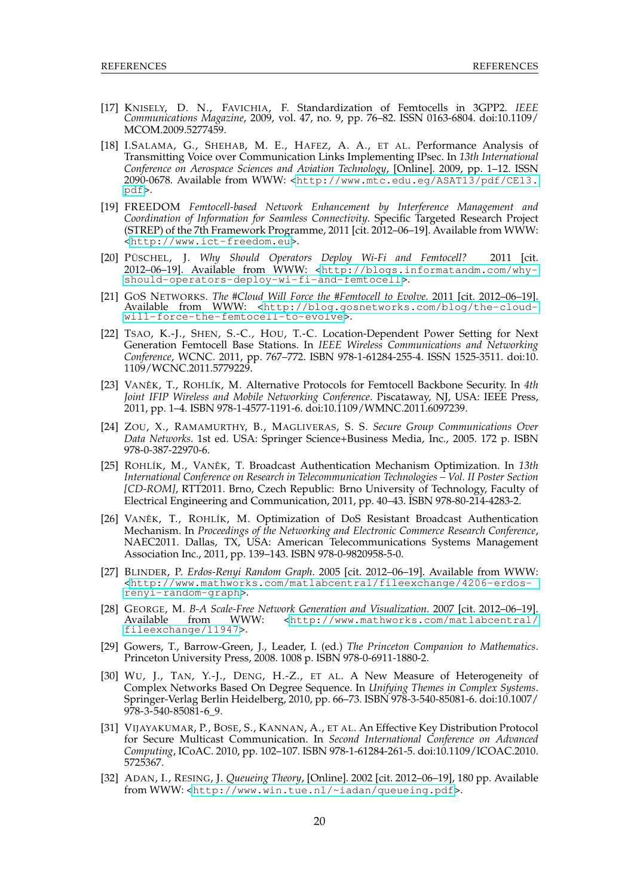[17] KNISELY, D. N., FAVICHIA, F. Standardization of Femtocells in 3GPP2. *IEEE Communications Magazine*, 2009, vol. 47, no. 9, pp. 76–82. ISSN 0163-6804. doi:10.1109/MCOM.2009.5277459.

[18] I.SALAMA, G., SHEHAB, M. E., HAFEZ, A. A., ET AL. Performance Analysis of Transmitting Voice over Communication Links Implementing IPsec. In *13th International Conference on Aerospace Sciences and Aviation Technology*, [Online]. 2009, pp. 1–12. ISSN 2090-0678. Available from WWW: <http://www.mtc.edu.eg/ASAT13/pdf/CE13.pdf>.

[19] FREEDOM *Femtocell-based Network Enhancement by Interference Management and Coordination of Information for Seamless Connectivity*. Specific Targeted Research Project (STREP) of the 7th Framework Programme, 2011 [cit. 2012–06–19]. Available from WWW: <http://www.ict-freedom.eu>.

[20] PÜSCHEL, J. *Why Should Operators Deploy Wi-Fi and Femtocell?* 2011 [cit. 2012–06–19]. Available from WWW: <http://blogs.informatandm.com/why-should-operators-deploy-wi-fi-and-femtocell>.

[21] GOS NETWORKS. *The #Cloud Will Force the #Femtocell to Evolve*. 2011 [cit. 2012–06–19]. Available from WWW: <http://blog.gosnetworks.com/blog/the-cloud-will-force-the-femtocell-to-evolve>.

[22] TSAO, K.-J., SHEN, S.-C., HOU, T.-C. Location-Dependent Power Setting for Next Generation Femtocell Base Stations. In *IEEE Wireless Communications and Networking Conference*, WCNC. 2011, pp. 767–772. ISBN 978-1-61284-255-4. ISSN 1525-3511. doi:10.1109/WCNC.2011.5779229.

[23] VANĚK, T., ROHLÍK, M. Alternative Protocols for Femtocell Backbone Security. In *4th Joint IFIP Wireless and Mobile Networking Conference*. Piscataway, NJ, USA: IEEE Press, 2011, pp. 1–4. ISBN 978-1-4577-1191-6. doi:10.1109/WMNC.2011.6097239.

[24] ZOU, X., RAMAMURTHY, B., MAGLIVERAS, S. S. *Secure Group Communications Over Data Networks*. 1st ed. USA: Springer Science+Business Media, Inc., 2005. 172 p. ISBN 978-0-387-22970-6.

[25] ROHLÍK, M., VANĚK, T. Broadcast Authentication Mechanism Optimization. In *13th International Conference on Research in Telecommunication Technologies – Vol. II Poster Section [CD-ROM]*, RTT2011. Brno, Czech Republic: Brno University of Technology, Faculty of Electrical Engineering and Communication, 2011, pp. 40–43. ISBN 978-80-214-4283-2.

[26] VANĚK, T., ROHLÍK, M. Optimization of DoS Resistant Broadcast Authentication Mechanism. In *Proceedings of the Networking and Electronic Commerce Research Conference*, NAEC2011. Dallas, TX, USA: American Telecommunications Systems Management Association Inc., 2011, pp. 139–143. ISBN 978-0-9820958-5-0.

[27] BLINDER, P. *Erdos-Renyi Random Graph*. 2005 [cit. 2012–06–19]. Available from WWW: <http://www.mathworks.com/matlabcentral/fileexchange/4206-erdos-renyi-random-graph>.

[28] GEORGE, M. *B-A Scale-Free Network Generation and Visualization*. 2007 [cit. 2012–06–19]. Available from WWW: <http://www.mathworks.com/matlabcentral/fileexchange/11947>.

[29] Gowers, T., Barrow-Green, J., Leader, I. (ed.) *The Princeton Companion to Mathematics*. Princeton University Press, 2008. 1008 p. ISBN 978-0-6911-1880-2.

[30] WU, J., TAN, Y.-J., DENG, H.-Z., ET AL. A New Measure of Heterogeneity of Complex Networks Based On Degree Sequence. In *Unifying Themes in Complex Systems*. Springer-Verlag Berlin Heidelberg, 2010, pp. 66–73. ISBN 978-3-540-85081-6. doi:10.1007/978-3-540-85081-6_9.

[31] VIJAYAKUMAR, P., BOSE, S., KANNAN, A., ET AL. An Effective Key Distribution Protocol for Secure Multicast Communication. In *Second International Conference on Advanced Computing*, ICoAC. 2010, pp. 102–107. ISBN 978-1-61284-261-5. doi:10.1109/ICOAC.2010.5725367.

[32] ADAN, I., RESING, J. *Queueing Theory*, [Online]. 2002 [cit. 2012–06–19], 180 pp. Available from WWW: <http://www.win.tue.nl/~iadan/queueing.pdf>.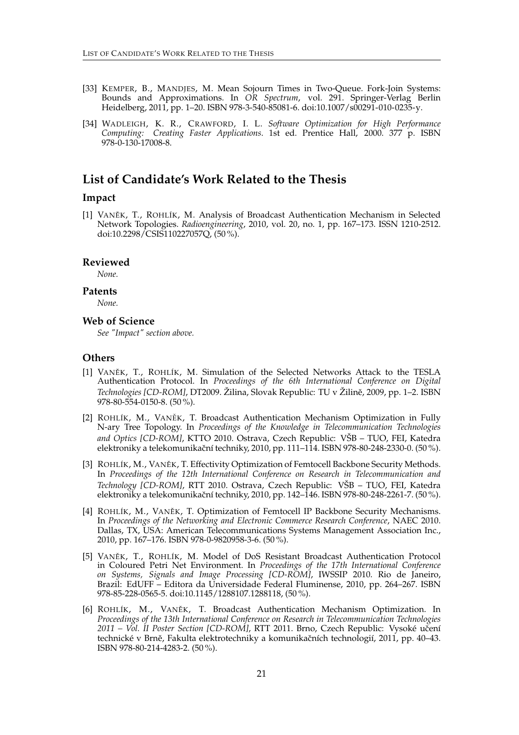[33] KEMPER, B., MANDJES, M. Mean Sojourn Times in Two-Queue. Fork-Join Systems: Bounds and Approximations. In *OR Spectrum*, vol. 291. Springer-Verlag Berlin Heidelberg, 2011, pp. 1–20. ISBN 978-3-540-85081-6. doi:10.1007/s00291-010-0235-y.

[34] WADLEIGH, K. R., CRAWFORD, I. L. *Software Optimization for High Performance Computing: Creating Faster Applications*. 1st ed. Prentice Hall, 2000. 377 p. ISBN 978-0-130-17008-8.

## List of Candidate's Work Related to the Thesis

### Impact

[1] VANĚK, T., ROHLÍK, M. Analysis of Broadcast Authentication Mechanism in Selected Network Topologies. *Radioengineering*, 2010, vol. 20, no. 1, pp. 167–173. ISSN 1210-2512. doi:10.2298/CSIS110227057Q, (50 %).

### Reviewed

*None.*

### Patents

*None.*

### Web of Science

*See "Impact" section above.*

### Others

[1] VANĚK, T., ROHLÍK, M. Simulation of the Selected Networks Attack to the TESLA Authentication Protocol. In *Proceedings of the 6th International Conference on Digital Technologies [CD-ROM]*, DT2009. Žilina, Slovak Republic: TU v Žilině, 2009, pp. 1–2. ISBN 978-80-554-0150-8. (50 %).

[2] ROHLÍK, M., VANĚK, T. Broadcast Authentication Mechanism Optimization in Fully N-ary Tree Topology. In *Proceedings of the Knowledge in Telecommunication Technologies and Optics [CD-ROM]*, KTTO 2010. Ostrava, Czech Republic: VŠB – TUO, FEI, Katedra elektroniky a telekomunikační techniky, 2010, pp. 111–114. ISBN 978-80-248-2330-0. (50 %).

[3] ROHLÍK, M., VANĚK, T. Effectivity Optimization of Femtocell Backbone Security Methods. In *Proceedings of the 12th International Conference on Research in Telecommunication and Technology [CD-ROM]*, RTT 2010. Ostrava, Czech Republic: VŠB – TUO, FEI, Katedra elektroniky a telekomunikační techniky, 2010, pp. 142–146. ISBN 978-80-248-2261-7. (50 %).

[4] ROHLÍK, M., VANĚK, T. Optimization of Femtocell IP Backbone Security Mechanisms. In *Proceedings of the Networking and Electronic Commerce Research Conference*, NAEC 2010. Dallas, TX, USA: American Telecommunications Systems Management Association Inc., 2010, pp. 167–176. ISBN 978-0-9820958-3-6. (50 %).

[5] VANĚK, T., ROHLÍK, M. Model of DoS Resistant Broadcast Authentication Protocol in Coloured Petri Net Environment. In *Proceedings of the 17th International Conference on Systems, Signals and Image Processing [CD-ROM]*, IWSSIP 2010. Rio de Janeiro, Brazil: EdUFF – Editora da Universidade Federal Fluminense, 2010, pp. 264–267. ISBN 978-85-228-0565-5. doi:10.1145/1288107.1288118, (50 %).

[6] ROHLÍK, M., VANĚK, T. Broadcast Authentication Mechanism Optimization. In *Proceedings of the 13th International Conference on Research in Telecommunication Technologies 2011 – Vol. II Poster Section [CD-ROM]*, RTT 2011. Brno, Czech Republic: Vysoké učení technické v Brně, Fakulta elektrotechniky a komunikačních technologií, 2011, pp. 40–43. ISBN 978-80-214-4283-2. (50 %).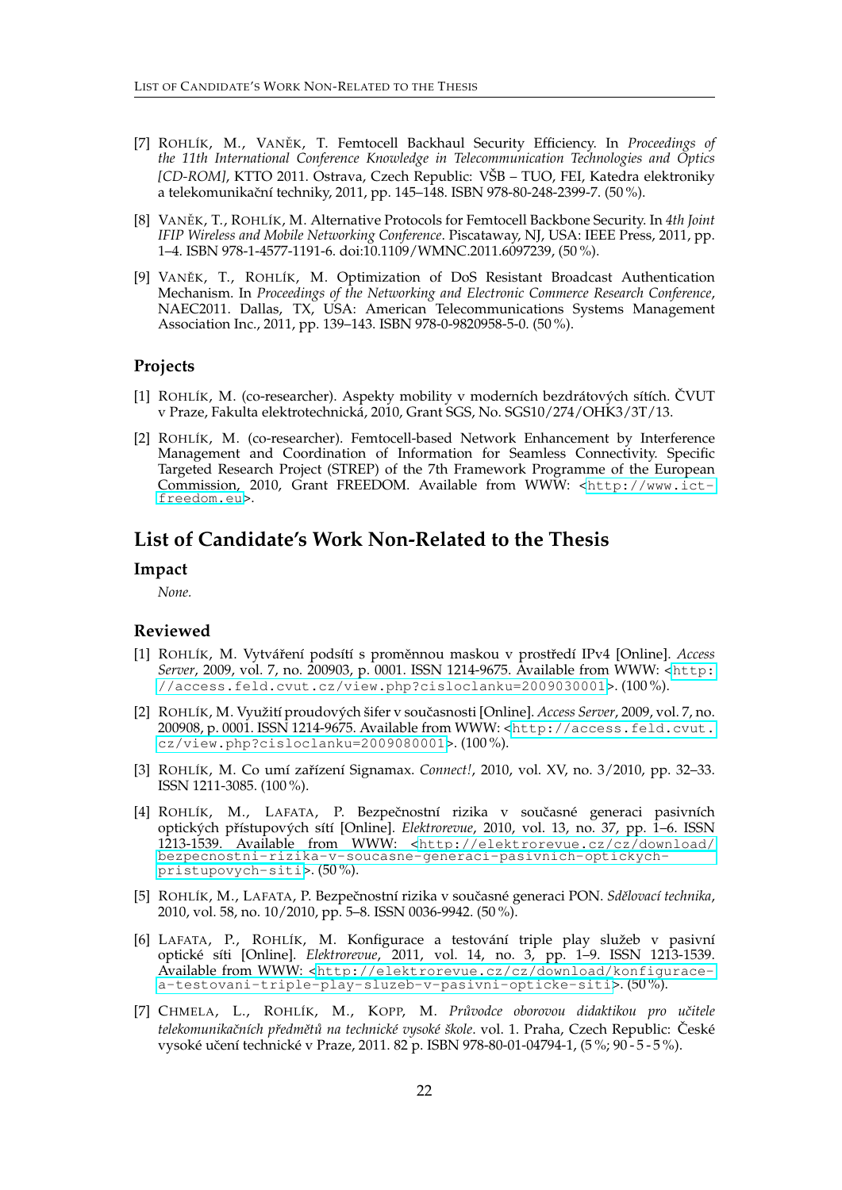[7] ROHLÍK, M., VANĚK, T. Femtocell Backhaul Security Efficiency. In *Proceedings of the 11th International Conference Knowledge in Telecommunication Technologies and Optics [CD-ROM]*, KTTO 2011. Ostrava, Czech Republic: VŠB – TUO, FEI, Katedra elektroniky a telekomunikační techniky, 2011, pp. 145–148. ISBN 978-80-248-2399-7. (50 %).

[8] VANĚK, T., ROHLÍK, M. Alternative Protocols for Femtocell Backbone Security. In *4th Joint IFIP Wireless and Mobile Networking Conference*. Piscataway, NJ, USA: IEEE Press, 2011, pp. 1–4. ISBN 978-1-4577-1191-6. doi:10.1109/WMNC.2011.6097239, (50 %).

[9] VANĚK, T., ROHLÍK, M. Optimization of DoS Resistant Broadcast Authentication Mechanism. In *Proceedings of the Networking and Electronic Commerce Research Conference*, NAEC2011. Dallas, TX, USA: American Telecommunications Systems Management Association Inc., 2011, pp. 139–143. ISBN 978-0-9820958-5-0. (50 %).

### Projects

[1] ROHLÍK, M. (co-researcher). Aspekty mobility v moderních bezdrátových sítích. ČVUT v Praze, Fakulta elektrotechnická, 2010, Grant SGS, No. SGS10/274/OHK3/3T/13.

[2] ROHLÍK, M. (co-researcher). Femtocell-based Network Enhancement by Interference Management and Coordination of Information for Seamless Connectivity. Specific Targeted Research Project (STREP) of the 7th Framework Programme of the European Commission, 2010, Grant FREEDOM. Available from WWW: <http://www.ict-freedom.eu>.

## List of Candidate's Work Non-Related to the Thesis

### Impact

*None.*

### Reviewed

[1] ROHLÍK, M. Vytváření podsítí s proměnnou maskou v prostředí IPv4 [Online]. *Access Server*, 2009, vol. 7, no. 200903, p. 0001. ISSN 1214-9675. Available from WWW: <http://access.feld.cvut.cz/view.php?cisloclanku=2009030001>. (100 %).

[2] ROHLÍK, M. Využití proudových šifer v současnosti [Online]. *Access Server*, 2009, vol. 7, no. 200908, p. 0001. ISSN 1214-9675. Available from WWW: <http://access.feld.cvut.cz/view.php?cisloclanku=2009080001>. (100 %).

[3] ROHLÍK, M. Co umí zařízení Signamax. *Connect!*, 2010, vol. XV, no. 3/2010, pp. 32–33. ISSN 1211-3085. (100 %).

[4] ROHLÍK, M., LAFATA, P. Bezpečnostní rizika v současné generaci pasivních optických přístupových sítí [Online]. *Elektrorevue*, 2010, vol. 13, no. 37, pp. 1–6. ISSN 1213-1539. Available from WWW: <http://elektrorevue.cz/cz/download/bezpecnostni-rizika-v-soucasne-generaci-pasivnich-optickych-pristupovych-siti>. (50 %).

[5] ROHLÍK, M., LAFATA, P. Bezpečnostní rizika v současné generaci PON. *Sdělovací technika*, 2010, vol. 58, no. 10/2010, pp. 5–8. ISSN 0036-9942. (50 %).

[6] LAFATA, P., ROHLÍK, M. Konfigurace a testování triple play služeb v pasivní optické síti [Online]. *Elektrorevue*, 2011, vol. 14, no. 3, pp. 1–9. ISSN 1213-1539. Available from WWW: <http://elektrorevue.cz/cz/download/konfigurace-a-testovani-triple-play-sluzeb-v-pasivni-opticke-siti>. (50 %).

[7] CHMELA, L., ROHLÍK, M., KOPP, M. *Průvodce oborovou didaktikou pro učitele telekomunikačních předmětů na technické vysoké škole*. vol. 1. Praha, Czech Republic: České vysoké učení technické v Praze, 2011. 82 p. ISBN 978-80-01-04794-1, (5 %; 90 - 5 - 5 %).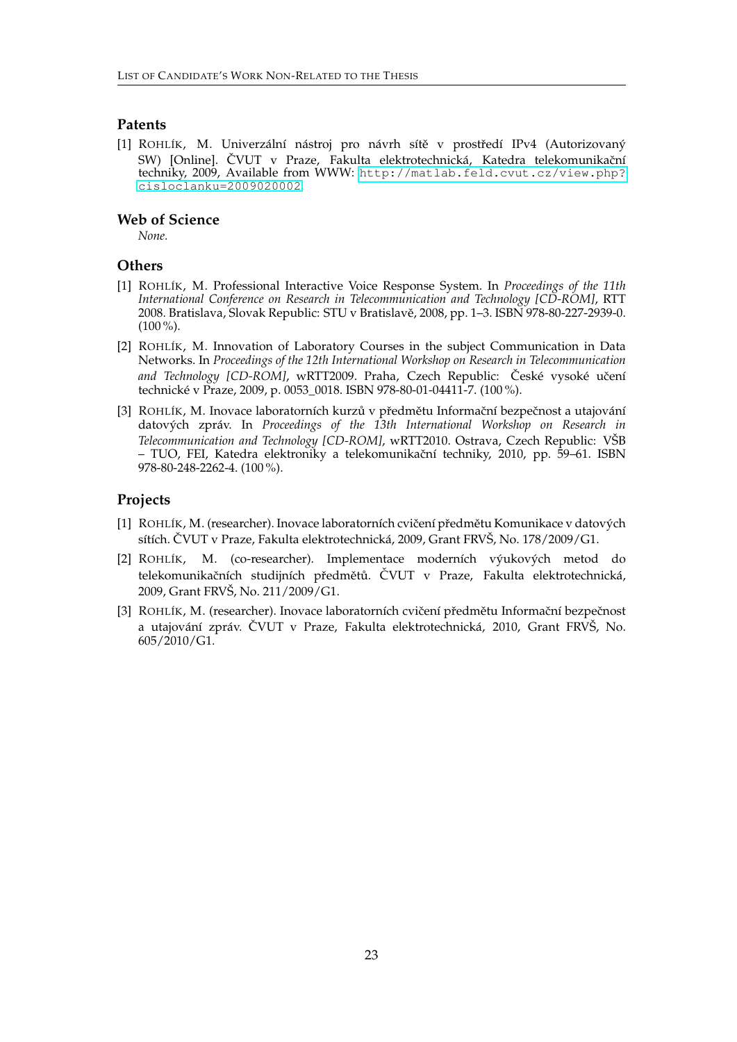## Patents

[1] ROHLÍK, M. Univerzální nástroj pro návrh sítě v prostředí IPv4 (Autorizovaný SW) [Online]. ČVUT v Praze, Fakulta elektrotechnická, Katedra telekomunikační techniky, 2009, Available from WWW: http://matlab.feld.cvut.cz/view.php?cisloclanku=2009020002.

## Web of Science

*None.*

## Others

[1] ROHLÍK, M. Professional Interactive Voice Response System. In *Proceedings of the 11th International Conference on Research in Telecommunication and Technology [CD-ROM]*, RTT 2008. Bratislava, Slovak Republic: STU v Bratislavě, 2008, pp. 1–3. ISBN 978-80-227-2939-0. (100 %).

[2] ROHLÍK, M. Innovation of Laboratory Courses in the subject Communication in Data Networks. In *Proceedings of the 12th International Workshop on Research in Telecommunication and Technology [CD-ROM]*, wRTT2009. Praha, Czech Republic: České vysoké učení technické v Praze, 2009, p. 0053_0018. ISBN 978-80-01-04411-7. (100 %).

[3] ROHLÍK, M. Inovace laboratorních kurzů v předmětu Informační bezpečnost a utajování datových zpráv. In *Proceedings of the 13th International Workshop on Research in Telecommunication and Technology [CD-ROM]*, wRTT2010. Ostrava, Czech Republic: VŠB – TUO, FEI, Katedra elektroniky a telekomunikační techniky, 2010, pp. 59–61. ISBN 978-80-248-2262-4. (100 %).

## Projects

[1] ROHLÍK, M. (researcher). Inovace laboratorních cvičení předmětu Komunikace v datových sítích. ČVUT v Praze, Fakulta elektrotechnická, 2009, Grant FRVŠ, No. 178/2009/G1.

[2] ROHLÍK, M. (co-researcher). Implementace moderních výukových metod do telekomunikačních studijních předmětů. ČVUT v Praze, Fakulta elektrotechnická, 2009, Grant FRVŠ, No. 211/2009/G1.

[3] ROHLÍK, M. (researcher). Inovace laboratorních cvičení předmětu Informační bezpečnost a utajování zpráv. ČVUT v Praze, Fakulta elektrotechnická, 2010, Grant FRVŠ, No. 605/2010/G1.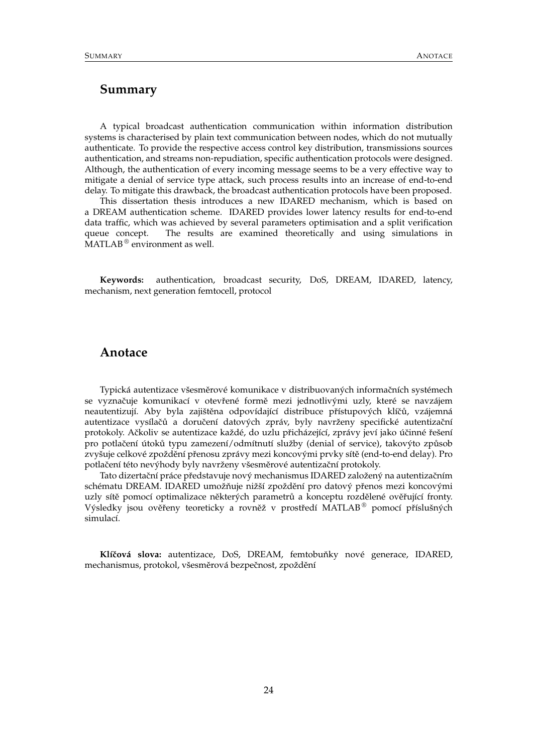## Summary

A typical broadcast authentication communication within information distribution systems is characterised by plain text communication between nodes, which do not mutually authenticate. To provide the respective access control key distribution, transmissions sources authentication, and streams non-repudiation, specific authentication protocols were designed. Although, the authentication of every incoming message seems to be a very effective way to mitigate a denial of service type attack, such process results into an increase of end-to-end delay. To mitigate this drawback, the broadcast authentication protocols have been proposed.

This dissertation thesis introduces a new IDARED mechanism, which is based on a DREAM authentication scheme. IDARED provides lower latency results for end-to-end data traffic, which was achieved by several parameters optimisation and a split verification queue concept. The results are examined theoretically and using simulations in MATLAB® environment as well.

**Keywords:** authentication, broadcast security, DoS, DREAM, IDARED, latency, mechanism, next generation femtocell, protocol

## Anotace

Typická autentizace všesměrové komunikace v distribuovaných informačních systémech se vyznačuje komunikací v otevřené formě mezi jednotlivými uzly, které se navzájem neautentizují. Aby byla zajištěna odpovídající distribuce přístupových klíčů, vzájemná autentizace vysílačů a doručení datových zpráv, byly navrženy specifické autentizační protokoly. Ačkoliv se autentizace každé, do uzlu přicházející, zprávy jeví jako účinné řešení pro potlačení útoků typu zamezení/odmítnutí služby (denial of service), takovýto způsob zvyšuje celkové zpoždění přenosu zprávy mezi koncovými prvky sítě (end-to-end delay). Pro potlačení této nevýhody byly navrženy všesměrové autentizační protokoly.

Tato dizertační práce představuje nový mechanismus IDARED založený na autentizačním schématu DREAM. IDARED umožňuje nižší zpoždění pro datový přenos mezi koncovými uzly sítě pomocí optimalizace některých parametrů a konceptu rozdělené ověřující fronty. Výsledky jsou ověřeny teoreticky a rovněž v prostředí MATLAB® pomocí příslušných simulací.

**Klíčová slova:** autentizace, DoS, DREAM, femtobuňky nové generace, IDARED, mechanismus, protokol, všesměrová bezpečnost, zpoždění